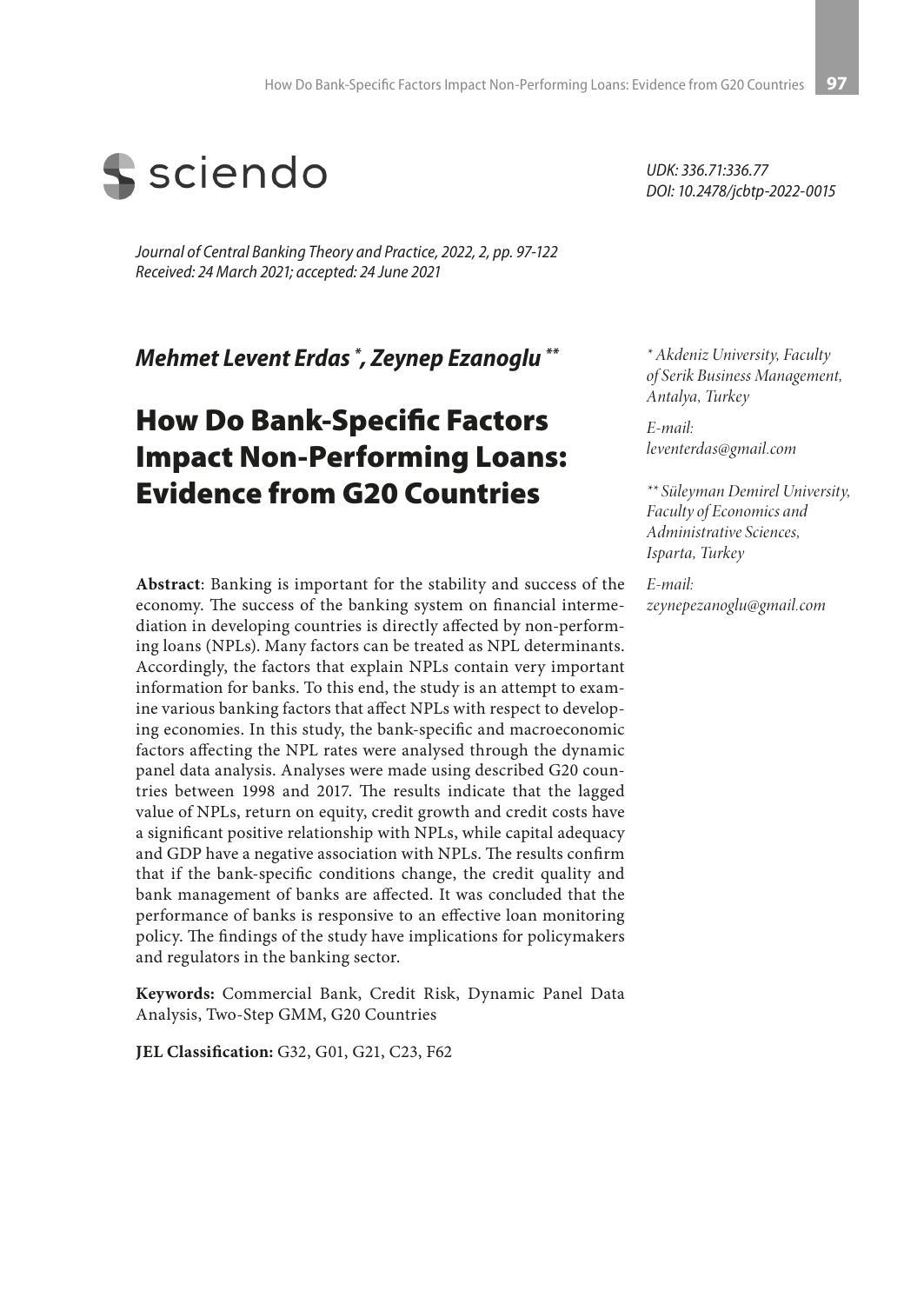sciendo

UDK: 336.71:336.77
DOI: 10.2478/jcbtp-2022-0015

*Journal of Central Banking Theory and Practice, 2022, 2, pp. 97-122*
*Received: 24 March 2021; accepted: 24 June 2021*

***Mehmet Levent Erdas [*], Zeynep Ezanoglu [**]***

# How Do Bank-Specific Factors Impact Non-Performing Loans: Evidence from G20 Countries

[*] *Akdeniz University, Faculty of Serik Business Management, Antalya, Turkey*

*E-mail: leventerdas@gmail.com*

[**] *Süleyman Demirel University, Faculty of Economics and Administrative Sciences, Isparta, Turkey*

*E-mail: zeynepezanoglu@gmail.com*

**Abstract**: Banking is important for the stability and success of the economy. The success of the banking system on financial intermediation in developing countries is directly affected by non-performing loans (NPLs). Many factors can be treated as NPL determinants. Accordingly, the factors that explain NPLs contain very important information for banks. To this end, the study is an attempt to examine various banking factors that affect NPLs with respect to developing economies. In this study, the bank-specific and macroeconomic factors affecting the NPL rates were analysed through the dynamic panel data analysis. Analyses were made using described G20 countries between 1998 and 2017. The results indicate that the lagged value of NPLs, return on equity, credit growth and credit costs have a significant positive relationship with NPLs, while capital adequacy and GDP have a negative association with NPLs. The results confirm that if the bank-specific conditions change, the credit quality and bank management of banks are affected. It was concluded that the performance of banks is responsive to an effective loan monitoring policy. The findings of the study have implications for policymakers and regulators in the banking sector.

**Keywords:** Commercial Bank, Credit Risk, Dynamic Panel Data Analysis, Two-Step GMM, G20 Countries

**JEL Classification:** G32, G01, G21, C23, F62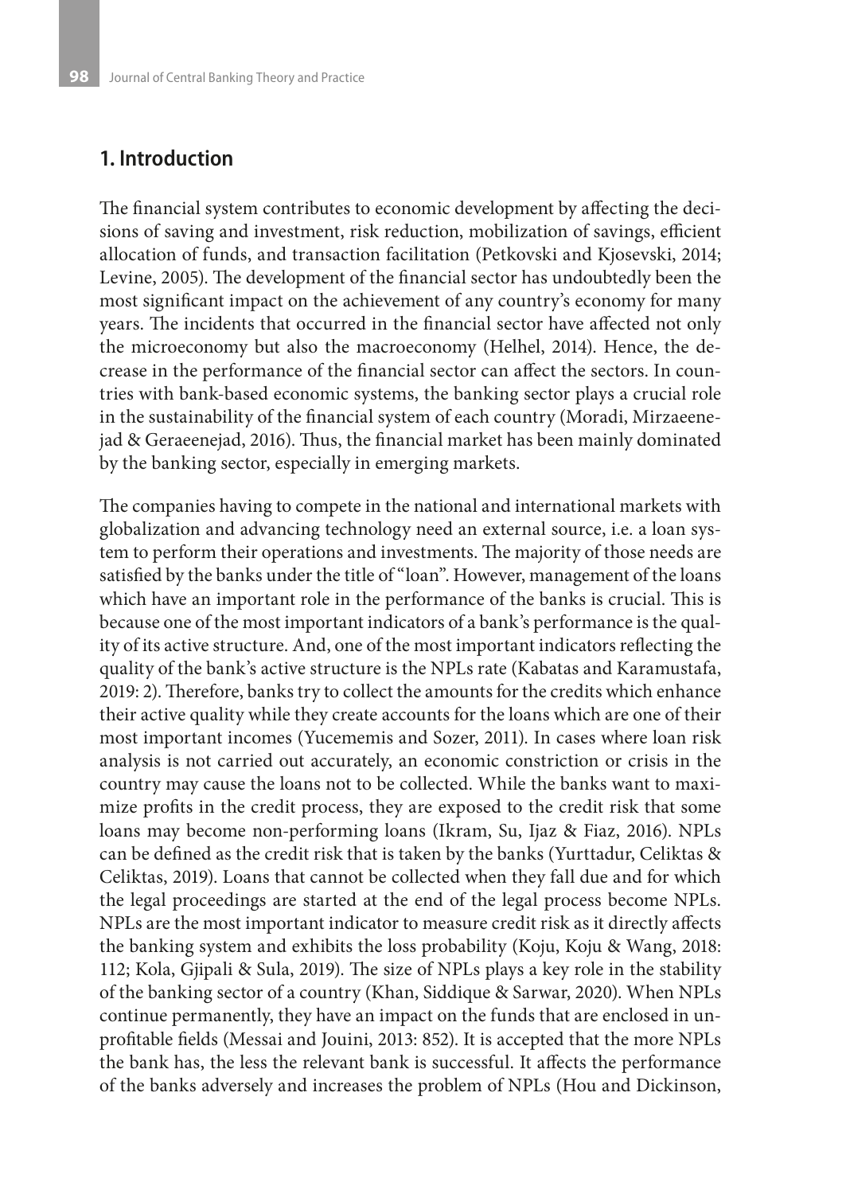## 1. Introduction

The financial system contributes to economic development by affecting the decisions of saving and investment, risk reduction, mobilization of savings, efficient allocation of funds, and transaction facilitation (Petkovski and Kjosevski, 2014; Levine, 2005). The development of the financial sector has undoubtedly been the most significant impact on the achievement of any country's economy for many years. The incidents that occurred in the financial sector have affected not only the microeconomy but also the macroeconomy (Helhel, 2014). Hence, the decrease in the performance of the financial sector can affect the sectors. In countries with bank-based economic systems, the banking sector plays a crucial role in the sustainability of the financial system of each country (Moradi, Mirzaeenejad & Geraeenejad, 2016). Thus, the financial market has been mainly dominated by the banking sector, especially in emerging markets.

The companies having to compete in the national and international markets with globalization and advancing technology need an external source, i.e. a loan system to perform their operations and investments. The majority of those needs are satisfied by the banks under the title of "loan". However, management of the loans which have an important role in the performance of the banks is crucial. This is because one of the most important indicators of a bank's performance is the quality of its active structure. And, one of the most important indicators reflecting the quality of the bank's active structure is the NPLs rate (Kabatas and Karamustafa, 2019: 2). Therefore, banks try to collect the amounts for the credits which enhance their active quality while they create accounts for the loans which are one of their most important incomes (Yucememis and Sozer, 2011). In cases where loan risk analysis is not carried out accurately, an economic constriction or crisis in the country may cause the loans not to be collected. While the banks want to maximize profits in the credit process, they are exposed to the credit risk that some loans may become non-performing loans (Ikram, Su, Ijaz & Fiaz, 2016). NPLs can be defined as the credit risk that is taken by the banks (Yurttadur, Celiktas & Celiktas, 2019). Loans that cannot be collected when they fall due and for which the legal proceedings are started at the end of the legal process become NPLs. NPLs are the most important indicator to measure credit risk as it directly affects the banking system and exhibits the loss probability (Koju, Koju & Wang, 2018: 112; Kola, Gjipali & Sula, 2019). The size of NPLs plays a key role in the stability of the banking sector of a country (Khan, Siddique & Sarwar, 2020). When NPLs continue permanently, they have an impact on the funds that are enclosed in unprofitable fields (Messai and Jouini, 2013: 852). It is accepted that the more NPLs the bank has, the less the relevant bank is successful. It affects the performance of the banks adversely and increases the problem of NPLs (Hou and Dickinson,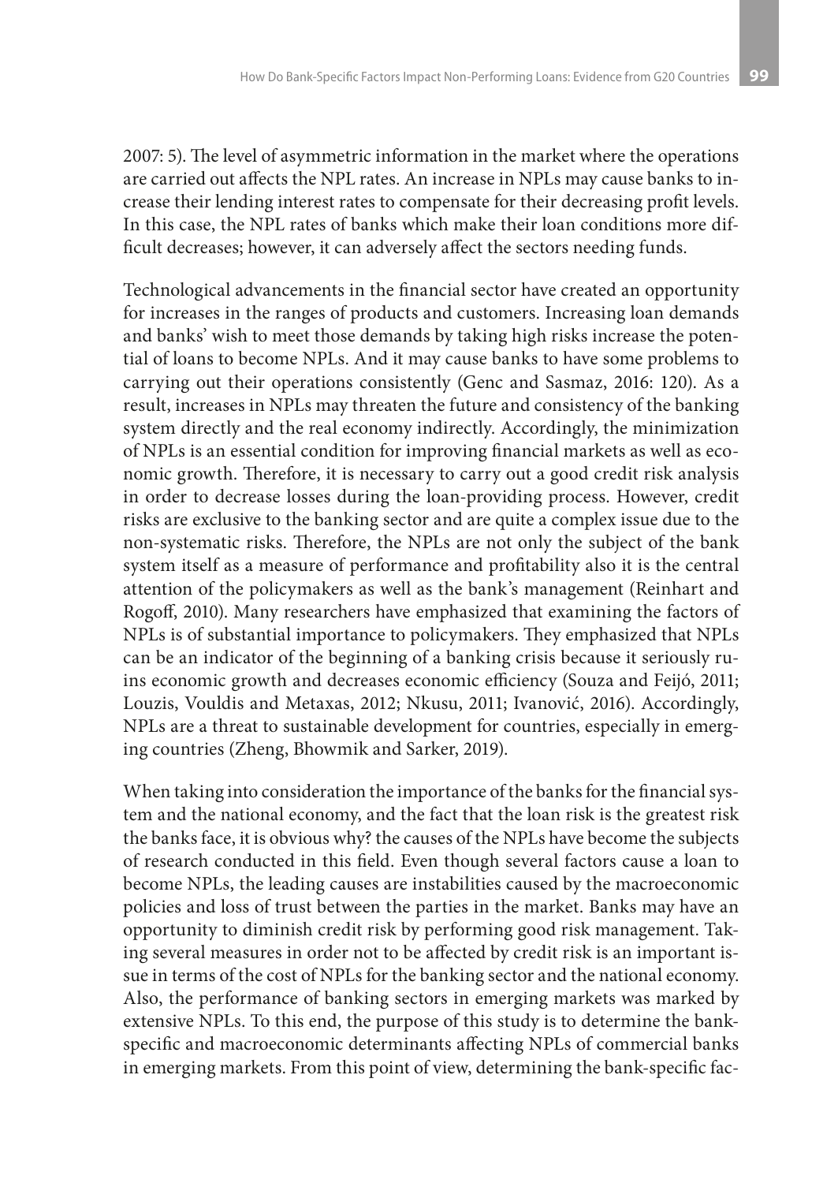2007: 5). The level of asymmetric information in the market where the operations are carried out affects the NPL rates. An increase in NPLs may cause banks to increase their lending interest rates to compensate for their decreasing profit levels. In this case, the NPL rates of banks which make their loan conditions more difficult decreases; however, it can adversely affect the sectors needing funds.

Technological advancements in the financial sector have created an opportunity for increases in the ranges of products and customers. Increasing loan demands and banks' wish to meet those demands by taking high risks increase the potential of loans to become NPLs. And it may cause banks to have some problems to carrying out their operations consistently (Genc and Sasmaz, 2016: 120). As a result, increases in NPLs may threaten the future and consistency of the banking system directly and the real economy indirectly. Accordingly, the minimization of NPLs is an essential condition for improving financial markets as well as economic growth. Therefore, it is necessary to carry out a good credit risk analysis in order to decrease losses during the loan-providing process. However, credit risks are exclusive to the banking sector and are quite a complex issue due to the non-systematic risks. Therefore, the NPLs are not only the subject of the bank system itself as a measure of performance and profitability also it is the central attention of the policymakers as well as the bank's management (Reinhart and Rogoff, 2010). Many researchers have emphasized that examining the factors of NPLs is of substantial importance to policymakers. They emphasized that NPLs can be an indicator of the beginning of a banking crisis because it seriously ruins economic growth and decreases economic efficiency (Souza and Feijó, 2011; Louzis, Vouldis and Metaxas, 2012; Nkusu, 2011; Ivanović, 2016). Accordingly, NPLs are a threat to sustainable development for countries, especially in emerging countries (Zheng, Bhowmik and Sarker, 2019).

When taking into consideration the importance of the banks for the financial system and the national economy, and the fact that the loan risk is the greatest risk the banks face, it is obvious why? the causes of the NPLs have become the subjects of research conducted in this field. Even though several factors cause a loan to become NPLs, the leading causes are instabilities caused by the macroeconomic policies and loss of trust between the parties in the market. Banks may have an opportunity to diminish credit risk by performing good risk management. Taking several measures in order not to be affected by credit risk is an important issue in terms of the cost of NPLs for the banking sector and the national economy. Also, the performance of banking sectors in emerging markets was marked by extensive NPLs. To this end, the purpose of this study is to determine the bank-specific and macroeconomic determinants affecting NPLs of commercial banks in emerging markets. From this point of view, determining the bank-specific fac-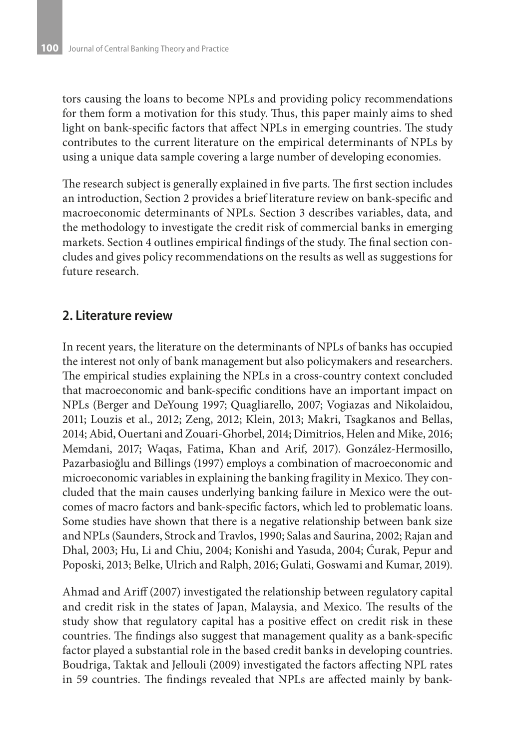tors causing the loans to become NPLs and providing policy recommendations for them form a motivation for this study. Thus, this paper mainly aims to shed light on bank-specific factors that affect NPLs in emerging countries. The study contributes to the current literature on the empirical determinants of NPLs by using a unique data sample covering a large number of developing economies.

The research subject is generally explained in five parts. The first section includes an introduction, Section 2 provides a brief literature review on bank-specific and macroeconomic determinants of NPLs. Section 3 describes variables, data, and the methodology to investigate the credit risk of commercial banks in emerging markets. Section 4 outlines empirical findings of the study. The final section concludes and gives policy recommendations on the results as well as suggestions for future research.

## 2. Literature review

In recent years, the literature on the determinants of NPLs of banks has occupied the interest not only of bank management but also policymakers and researchers. The empirical studies explaining the NPLs in a cross-country context concluded that macroeconomic and bank-specific conditions have an important impact on NPLs (Berger and DeYoung 1997; Quagliarello, 2007; Vogiazas and Nikolaidou, 2011; Louzis et al., 2012; Zeng, 2012; Klein, 2013; Makri, Tsagkanos and Bellas, 2014; Abid, Ouertani and Zouari-Ghorbel, 2014; Dimitrios, Helen and Mike, 2016; Memdani, 2017; Waqas, Fatima, Khan and Arif, 2017). González-Hermosillo, Pazarbasioğlu and Billings (1997) employs a combination of macroeconomic and microeconomic variables in explaining the banking fragility in Mexico. They concluded that the main causes underlying banking failure in Mexico were the outcomes of macro factors and bank-specific factors, which led to problematic loans. Some studies have shown that there is a negative relationship between bank size and NPLs (Saunders, Strock and Travlos, 1990; Salas and Saurina, 2002; Rajan and Dhal, 2003; Hu, Li and Chiu, 2004; Konishi and Yasuda, 2004; Ćurak, Pepur and Poposki, 2013; Belke, Ulrich and Ralph, 2016; Gulati, Goswami and Kumar, 2019).

Ahmad and Ariff (2007) investigated the relationship between regulatory capital and credit risk in the states of Japan, Malaysia, and Mexico. The results of the study show that regulatory capital has a positive effect on credit risk in these countries. The findings also suggest that management quality as a bank-specific factor played a substantial role in the based credit banks in developing countries. Boudriga, Taktak and Jellouli (2009) investigated the factors affecting NPL rates in 59 countries. The findings revealed that NPLs are affected mainly by bank-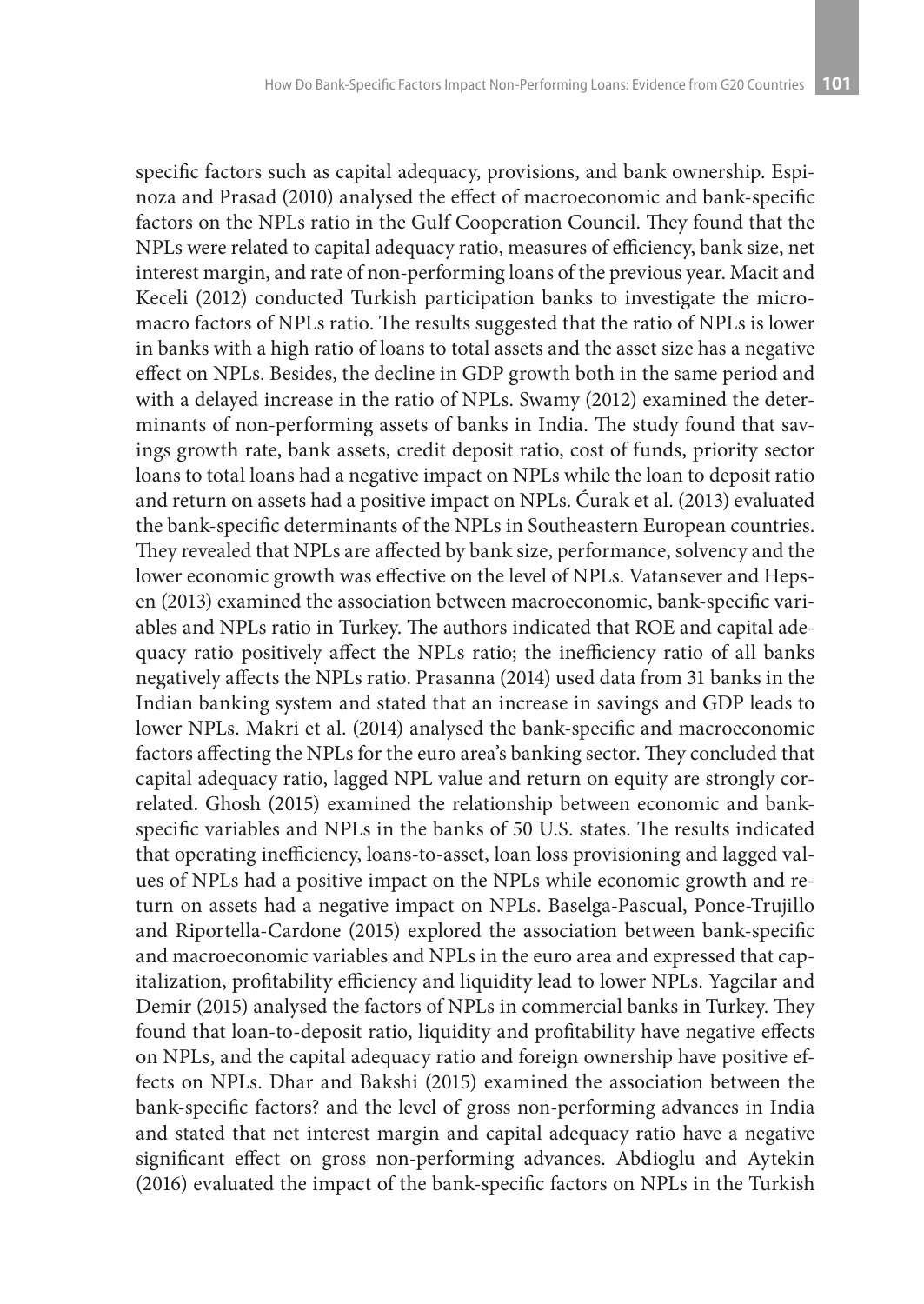specific factors such as capital adequacy, provisions, and bank ownership. Espinoza and Prasad (2010) analysed the effect of macroeconomic and bank-specific factors on the NPLs ratio in the Gulf Cooperation Council. They found that the NPLs were related to capital adequacy ratio, measures of efficiency, bank size, net interest margin, and rate of non-performing loans of the previous year. Macit and Keceli (2012) conducted Turkish participation banks to investigate the micro-macro factors of NPLs ratio. The results suggested that the ratio of NPLs is lower in banks with a high ratio of loans to total assets and the asset size has a negative effect on NPLs. Besides, the decline in GDP growth both in the same period and with a delayed increase in the ratio of NPLs. Swamy (2012) examined the determinants of non-performing assets of banks in India. The study found that savings growth rate, bank assets, credit deposit ratio, cost of funds, priority sector loans to total loans had a negative impact on NPLs while the loan to deposit ratio and return on assets had a positive impact on NPLs. Ćurak et al. (2013) evaluated the bank-specific determinants of the NPLs in Southeastern European countries. They revealed that NPLs are affected by bank size, performance, solvency and the lower economic growth was effective on the level of NPLs. Vatansever and Hepsen (2013) examined the association between macroeconomic, bank-specific variables and NPLs ratio in Turkey. The authors indicated that ROE and capital adequacy ratio positively affect the NPLs ratio; the inefficiency ratio of all banks negatively affects the NPLs ratio. Prasanna (2014) used data from 31 banks in the Indian banking system and stated that an increase in savings and GDP leads to lower NPLs. Makri et al. (2014) analysed the bank-specific and macroeconomic factors affecting the NPLs for the euro area's banking sector. They concluded that capital adequacy ratio, lagged NPL value and return on equity are strongly correlated. Ghosh (2015) examined the relationship between economic and bank-specific variables and NPLs in the banks of 50 U.S. states. The results indicated that operating inefficiency, loans-to-asset, loan loss provisioning and lagged values of NPLs had a positive impact on the NPLs while economic growth and return on assets had a negative impact on NPLs. Baselga-Pascual, Ponce-Trujillo and Riportella-Cardone (2015) explored the association between bank-specific and macroeconomic variables and NPLs in the euro area and expressed that capitalization, profitability efficiency and liquidity lead to lower NPLs. Yagcilar and Demir (2015) analysed the factors of NPLs in commercial banks in Turkey. They found that loan-to-deposit ratio, liquidity and profitability have negative effects on NPLs, and the capital adequacy ratio and foreign ownership have positive effects on NPLs. Dhar and Bakshi (2015) examined the association between the bank-specific factors? and the level of gross non-performing advances in India and stated that net interest margin and capital adequacy ratio have a negative significant effect on gross non-performing advances. Abdioglu and Aytekin (2016) evaluated the impact of the bank-specific factors on NPLs in the Turkish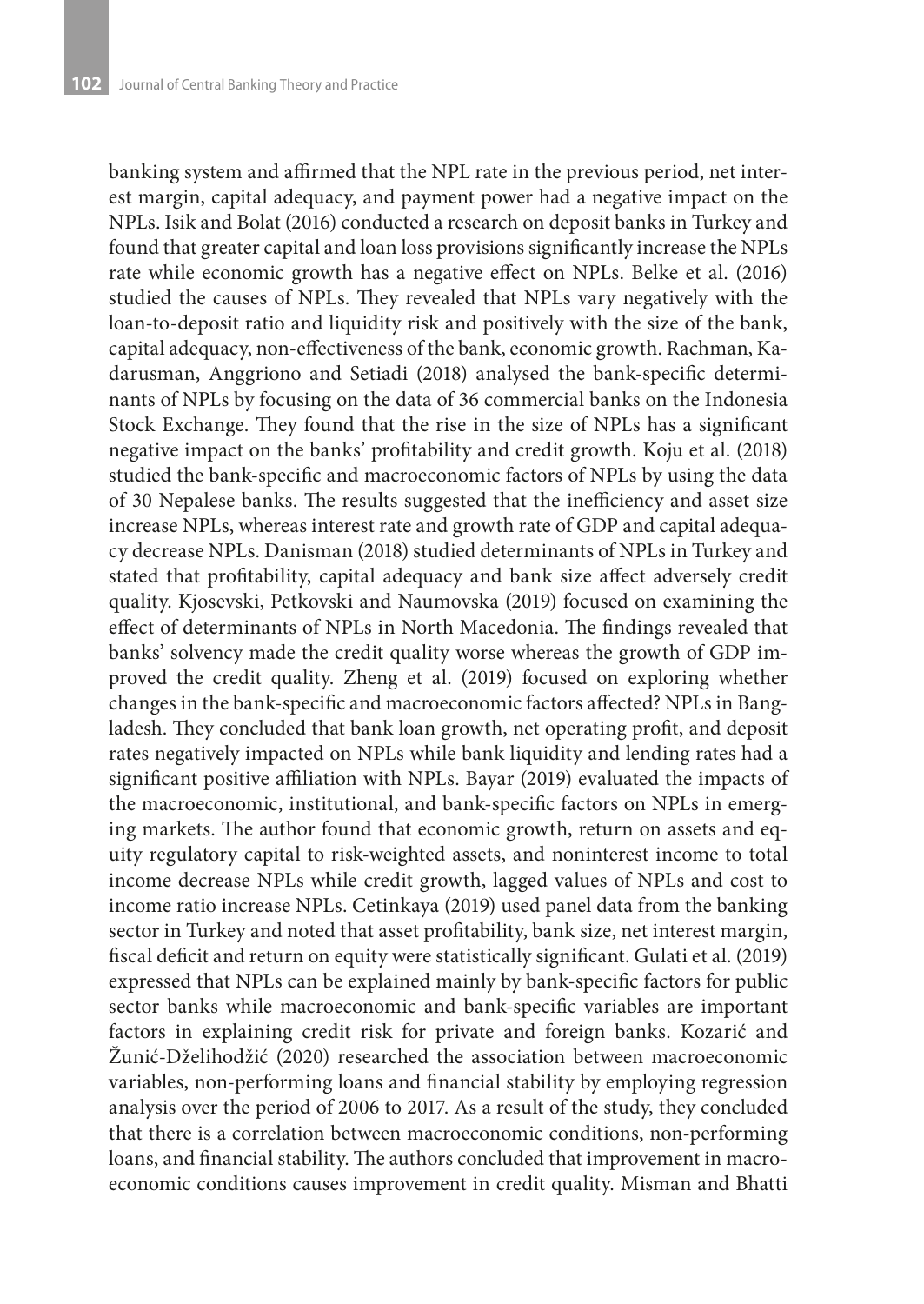banking system and affirmed that the NPL rate in the previous period, net interest margin, capital adequacy, and payment power had a negative impact on the NPLs. Isik and Bolat (2016) conducted a research on deposit banks in Turkey and found that greater capital and loan loss provisions significantly increase the NPLs rate while economic growth has a negative effect on NPLs. Belke et al. (2016) studied the causes of NPLs. They revealed that NPLs vary negatively with the loan-to-deposit ratio and liquidity risk and positively with the size of the bank, capital adequacy, non-effectiveness of the bank, economic growth. Rachman, Kadarusman, Anggriono and Setiadi (2018) analysed the bank-specific determinants of NPLs by focusing on the data of 36 commercial banks on the Indonesia Stock Exchange. They found that the rise in the size of NPLs has a significant negative impact on the banks' profitability and credit growth. Koju et al. (2018) studied the bank-specific and macroeconomic factors of NPLs by using the data of 30 Nepalese banks. The results suggested that the inefficiency and asset size increase NPLs, whereas interest rate and growth rate of GDP and capital adequacy decrease NPLs. Danisman (2018) studied determinants of NPLs in Turkey and stated that profitability, capital adequacy and bank size affect adversely credit quality. Kjosevski, Petkovski and Naumovska (2019) focused on examining the effect of determinants of NPLs in North Macedonia. The findings revealed that banks' solvency made the credit quality worse whereas the growth of GDP improved the credit quality. Zheng et al. (2019) focused on exploring whether changes in the bank-specific and macroeconomic factors affected? NPLs in Bangladesh. They concluded that bank loan growth, net operating profit, and deposit rates negatively impacted on NPLs while bank liquidity and lending rates had a significant positive affiliation with NPLs. Bayar (2019) evaluated the impacts of the macroeconomic, institutional, and bank-specific factors on NPLs in emerging markets. The author found that economic growth, return on assets and equity regulatory capital to risk-weighted assets, and noninterest income to total income decrease NPLs while credit growth, lagged values of NPLs and cost to income ratio increase NPLs. Cetinkaya (2019) used panel data from the banking sector in Turkey and noted that asset profitability, bank size, net interest margin, fiscal deficit and return on equity were statistically significant. Gulati et al. (2019) expressed that NPLs can be explained mainly by bank-specific factors for public sector banks while macroeconomic and bank-specific variables are important factors in explaining credit risk for private and foreign banks. Kozarić and Žunić-Dželihodžić (2020) researched the association between macroeconomic variables, non-performing loans and financial stability by employing regression analysis over the period of 2006 to 2017. As a result of the study, they concluded that there is a correlation between macroeconomic conditions, non-performing loans, and financial stability. The authors concluded that improvement in macroeconomic conditions causes improvement in credit quality. Misman and Bhatti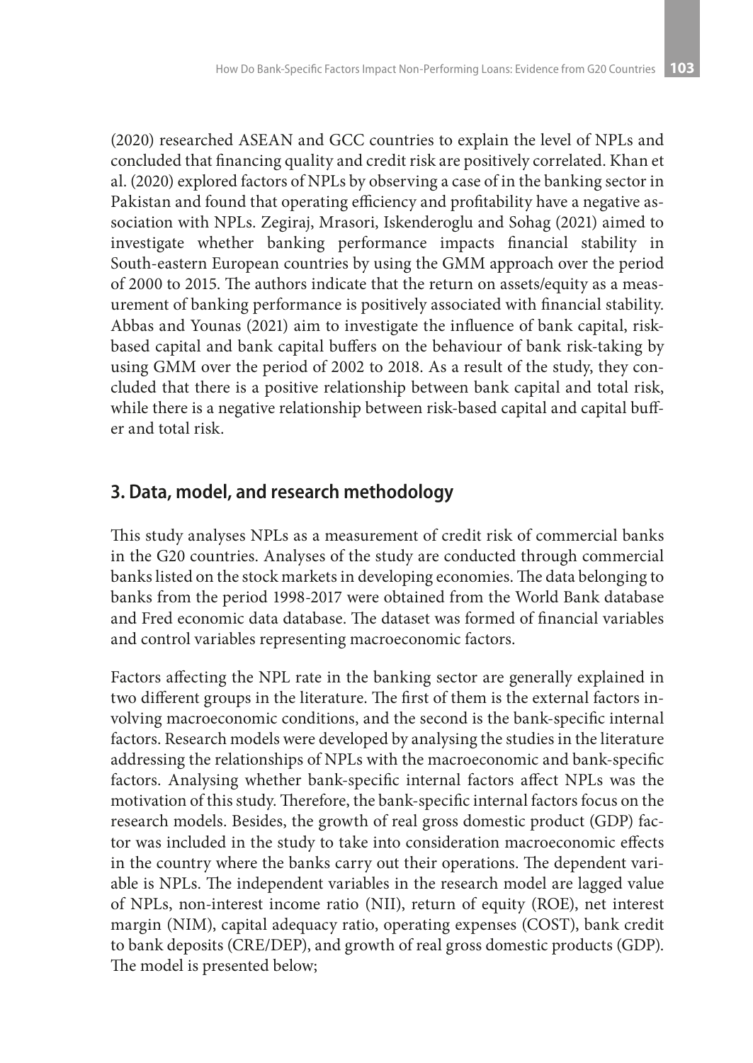(2020) researched ASEAN and GCC countries to explain the level of NPLs and concluded that financing quality and credit risk are positively correlated. Khan et al. (2020) explored factors of NPLs by observing a case of in the banking sector in Pakistan and found that operating efficiency and profitability have a negative association with NPLs. Zegiraj, Mrasori, Iskenderoglu and Sohag (2021) aimed to investigate whether banking performance impacts financial stability in South-eastern European countries by using the GMM approach over the period of 2000 to 2015. The authors indicate that the return on assets/equity as a measurement of banking performance is positively associated with financial stability. Abbas and Younas (2021) aim to investigate the influence of bank capital, risk-based capital and bank capital buffers on the behaviour of bank risk-taking by using GMM over the period of 2002 to 2018. As a result of the study, they concluded that there is a positive relationship between bank capital and total risk, while there is a negative relationship between risk-based capital and capital buffer and total risk.

## 3. Data, model, and research methodology

This study analyses NPLs as a measurement of credit risk of commercial banks in the G20 countries. Analyses of the study are conducted through commercial banks listed on the stock markets in developing economies. The data belonging to banks from the period 1998-2017 were obtained from the World Bank database and Fred economic data database. The dataset was formed of financial variables and control variables representing macroeconomic factors.

Factors affecting the NPL rate in the banking sector are generally explained in two different groups in the literature. The first of them is the external factors involving macroeconomic conditions, and the second is the bank-specific internal factors. Research models were developed by analysing the studies in the literature addressing the relationships of NPLs with the macroeconomic and bank-specific factors. Analysing whether bank-specific internal factors affect NPLs was the motivation of this study. Therefore, the bank-specific internal factors focus on the research models. Besides, the growth of real gross domestic product (GDP) factor was included in the study to take into consideration macroeconomic effects in the country where the banks carry out their operations. The dependent variable is NPLs. The independent variables in the research model are lagged value of NPLs, non-interest income ratio (NII), return of equity (ROE), net interest margin (NIM), capital adequacy ratio, operating expenses (COST), bank credit to bank deposits (CRE/DEP), and growth of real gross domestic products (GDP). The model is presented below;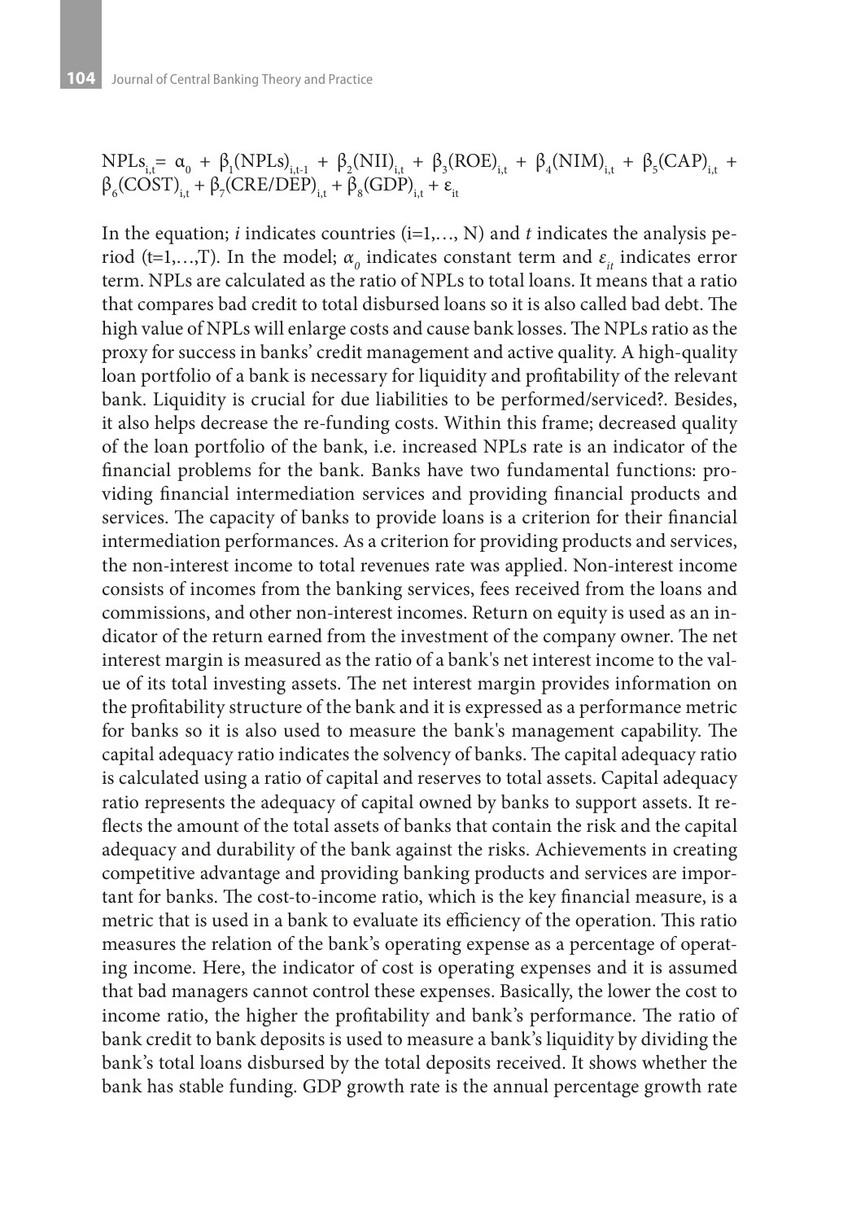$$NPLs_{i,t} = \alpha_0 + \beta_1(NPLs)_{i,t-1} + \beta_2(NII)_{i,t} + \beta_3(ROE)_{i,t} + \beta_4(NIM)_{i,t} + \beta_5(CAP)_{i,t} + \beta_6(COST)_{i,t} + \beta_7(CRE/DEP)_{i,t} + \beta_8(GDP)_{i,t} + \varepsilon_{it}$$

In the equation; $i$ indicates countries (i=1,…, N) and $t$ indicates the analysis period (t=1,…,T). In the model; $\alpha_0$ indicates constant term and $\varepsilon_{it}$ indicates error term. NPLs are calculated as the ratio of NPLs to total loans. It means that a ratio that compares bad credit to total disbursed loans so it is also called bad debt. The high value of NPLs will enlarge costs and cause bank losses. The NPLs ratio as the proxy for success in banks' credit management and active quality. A high-quality loan portfolio of a bank is necessary for liquidity and profitability of the relevant bank. Liquidity is crucial for due liabilities to be performed/serviced?. Besides, it also helps decrease the re-funding costs. Within this frame; decreased quality of the loan portfolio of the bank, i.e. increased NPLs rate is an indicator of the financial problems for the bank. Banks have two fundamental functions: providing financial intermediation services and providing financial products and services. The capacity of banks to provide loans is a criterion for their financial intermediation performances. As a criterion for providing products and services, the non-interest income to total revenues rate was applied. Non-interest income consists of incomes from the banking services, fees received from the loans and commissions, and other non-interest incomes. Return on equity is used as an indicator of the return earned from the investment of the company owner. The net interest margin is measured as the ratio of a bank's net interest income to the value of its total investing assets. The net interest margin provides information on the profitability structure of the bank and it is expressed as a performance metric for banks so it is also used to measure the bank's management capability. The capital adequacy ratio indicates the solvency of banks. The capital adequacy ratio is calculated using a ratio of capital and reserves to total assets. Capital adequacy ratio represents the adequacy of capital owned by banks to support assets. It reflects the amount of the total assets of banks that contain the risk and the capital adequacy and durability of the bank against the risks. Achievements in creating competitive advantage and providing banking products and services are important for banks. The cost-to-income ratio, which is the key financial measure, is a metric that is used in a bank to evaluate its efficiency of the operation. This ratio measures the relation of the bank's operating expense as a percentage of operating income. Here, the indicator of cost is operating expenses and it is assumed that bad managers cannot control these expenses. Basically, the lower the cost to income ratio, the higher the profitability and bank's performance. The ratio of bank credit to bank deposits is used to measure a bank's liquidity by dividing the bank's total loans disbursed by the total deposits received. It shows whether the bank has stable funding. GDP growth rate is the annual percentage growth rate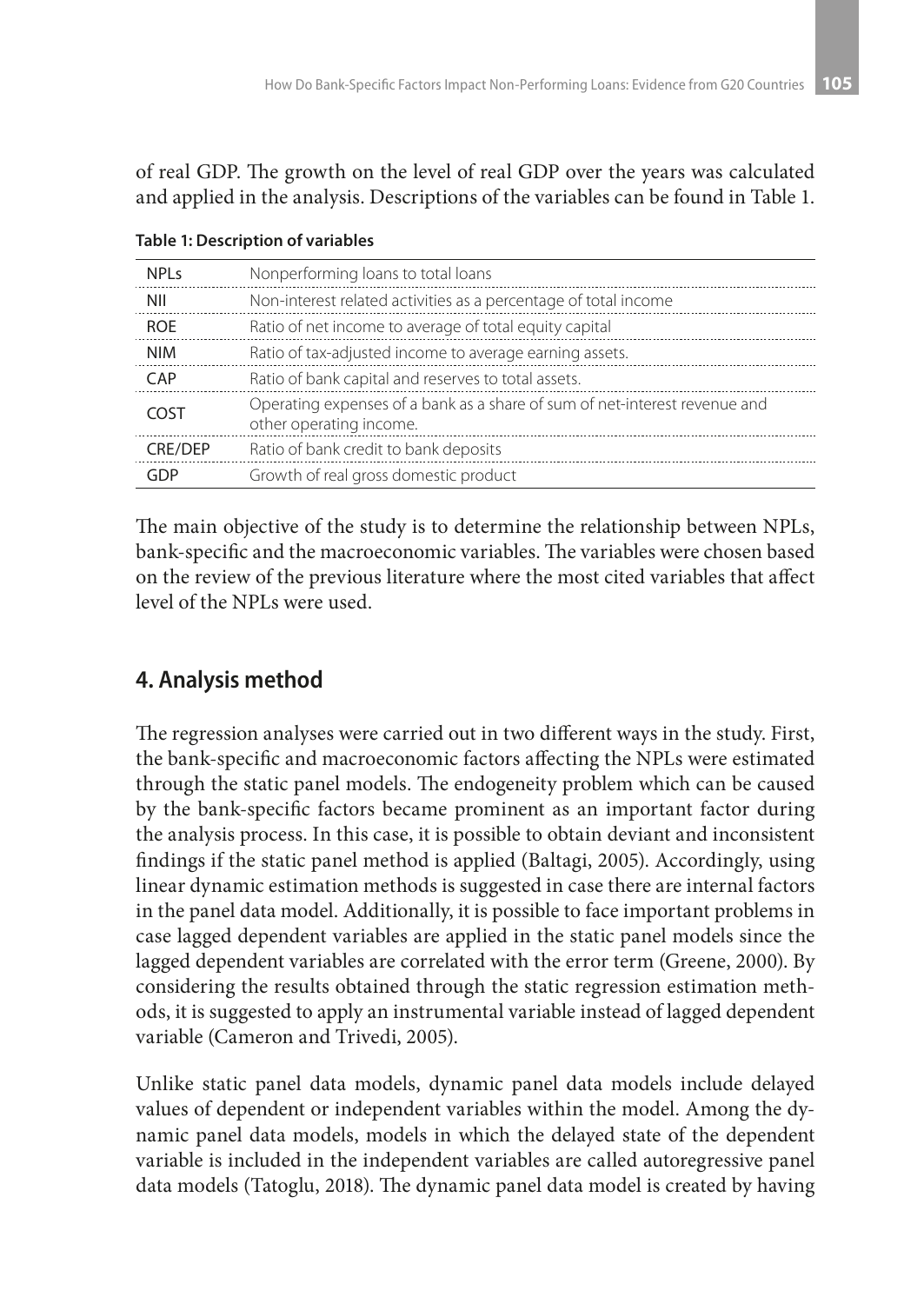of real GDP. The growth on the level of real GDP over the years was calculated and applied in the analysis. Descriptions of the variables can be found in Table 1.

**Table 1: Description of variables**

| | |
|---|---|
| NPLs | Nonperforming loans to total loans |
| NII | Non-interest related activities as a percentage of total income |
| ROE | Ratio of net income to average of total equity capital |
| NIM | Ratio of tax-adjusted income to average earning assets. |
| CAP | Ratio of bank capital and reserves to total assets. |
| COST | Operating expenses of a bank as a share of sum of net-interest revenue and other operating income. |
| CRE/DEP | Ratio of bank credit to bank deposits |
| GDP | Growth of real gross domestic product |

The main objective of the study is to determine the relationship between NPLs, bank-specific and the macroeconomic variables. The variables were chosen based on the review of the previous literature where the most cited variables that affect level of the NPLs were used.

## 4. Analysis method

The regression analyses were carried out in two different ways in the study. First, the bank-specific and macroeconomic factors affecting the NPLs were estimated through the static panel models. The endogeneity problem which can be caused by the bank-specific factors became prominent as an important factor during the analysis process. In this case, it is possible to obtain deviant and inconsistent findings if the static panel method is applied (Baltagi, 2005). Accordingly, using linear dynamic estimation methods is suggested in case there are internal factors in the panel data model. Additionally, it is possible to face important problems in case lagged dependent variables are applied in the static panel models since the lagged dependent variables are correlated with the error term (Greene, 2000). By considering the results obtained through the static regression estimation methods, it is suggested to apply an instrumental variable instead of lagged dependent variable (Cameron and Trivedi, 2005).

Unlike static panel data models, dynamic panel data models include delayed values of dependent or independent variables within the model. Among the dynamic panel data models, models in which the delayed state of the dependent variable is included in the independent variables are called autoregressive panel data models (Tatoglu, 2018). The dynamic panel data model is created by having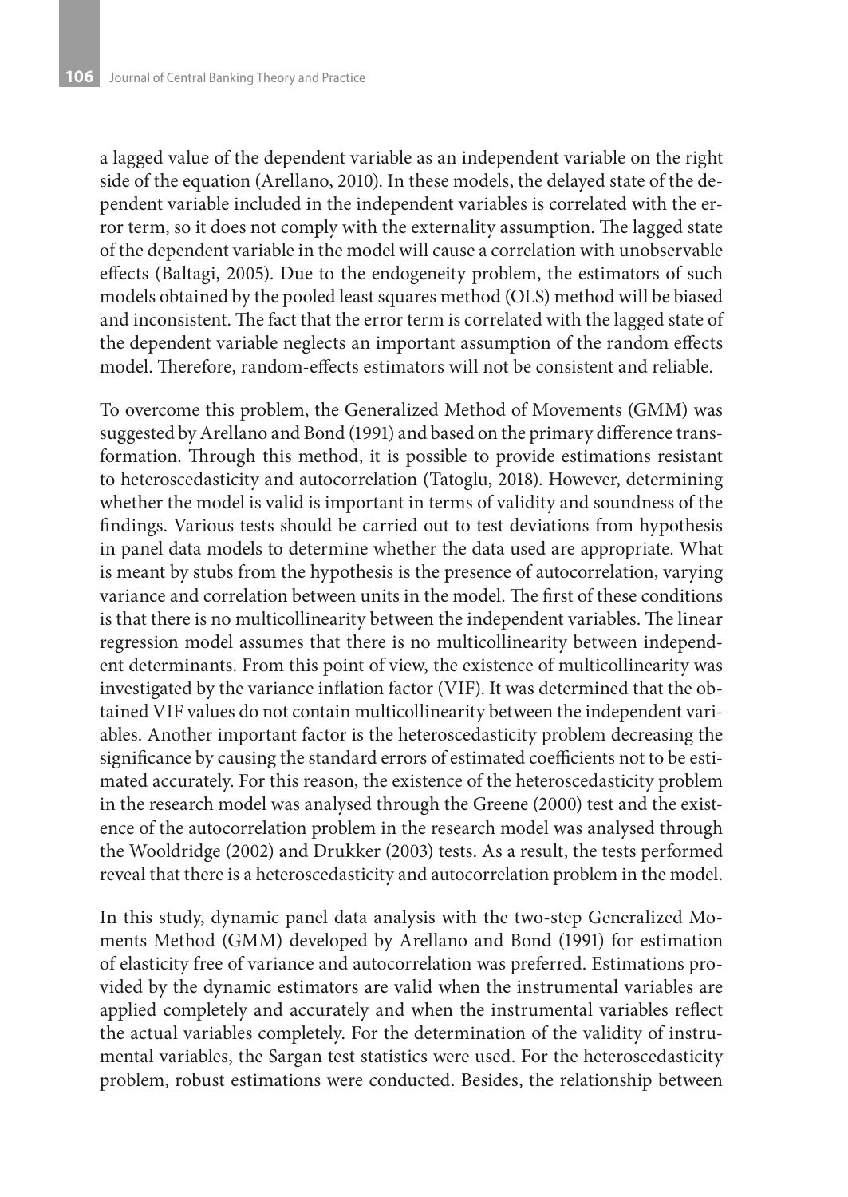a lagged value of the dependent variable as an independent variable on the right side of the equation (Arellano, 2010). In these models, the delayed state of the dependent variable included in the independent variables is correlated with the error term, so it does not comply with the externality assumption. The lagged state of the dependent variable in the model will cause a correlation with unobservable effects (Baltagi, 2005). Due to the endogeneity problem, the estimators of such models obtained by the pooled least squares method (OLS) method will be biased and inconsistent. The fact that the error term is correlated with the lagged state of the dependent variable neglects an important assumption of the random effects model. Therefore, random-effects estimators will not be consistent and reliable.

To overcome this problem, the Generalized Method of Movements (GMM) was suggested by Arellano and Bond (1991) and based on the primary difference transformation. Through this method, it is possible to provide estimations resistant to heteroscedasticity and autocorrelation (Tatoglu, 2018). However, determining whether the model is valid is important in terms of validity and soundness of the findings. Various tests should be carried out to test deviations from hypothesis in panel data models to determine whether the data used are appropriate. What is meant by stubs from the hypothesis is the presence of autocorrelation, varying variance and correlation between units in the model. The first of these conditions is that there is no multicollinearity between the independent variables. The linear regression model assumes that there is no multicollinearity between independent determinants. From this point of view, the existence of multicollinearity was investigated by the variance inflation factor (VIF). It was determined that the obtained VIF values do not contain multicollinearity between the independent variables. Another important factor is the heteroscedasticity problem decreasing the significance by causing the standard errors of estimated coefficients not to be estimated accurately. For this reason, the existence of the heteroscedasticity problem in the research model was analysed through the Greene (2000) test and the existence of the autocorrelation problem in the research model was analysed through the Wooldridge (2002) and Drukker (2003) tests. As a result, the tests performed reveal that there is a heteroscedasticity and autocorrelation problem in the model.

In this study, dynamic panel data analysis with the two-step Generalized Moments Method (GMM) developed by Arellano and Bond (1991) for estimation of elasticity free of variance and autocorrelation was preferred. Estimations provided by the dynamic estimators are valid when the instrumental variables are applied completely and accurately and when the instrumental variables reflect the actual variables completely. For the determination of the validity of instrumental variables, the Sargan test statistics were used. For the heteroscedasticity problem, robust estimations were conducted. Besides, the relationship between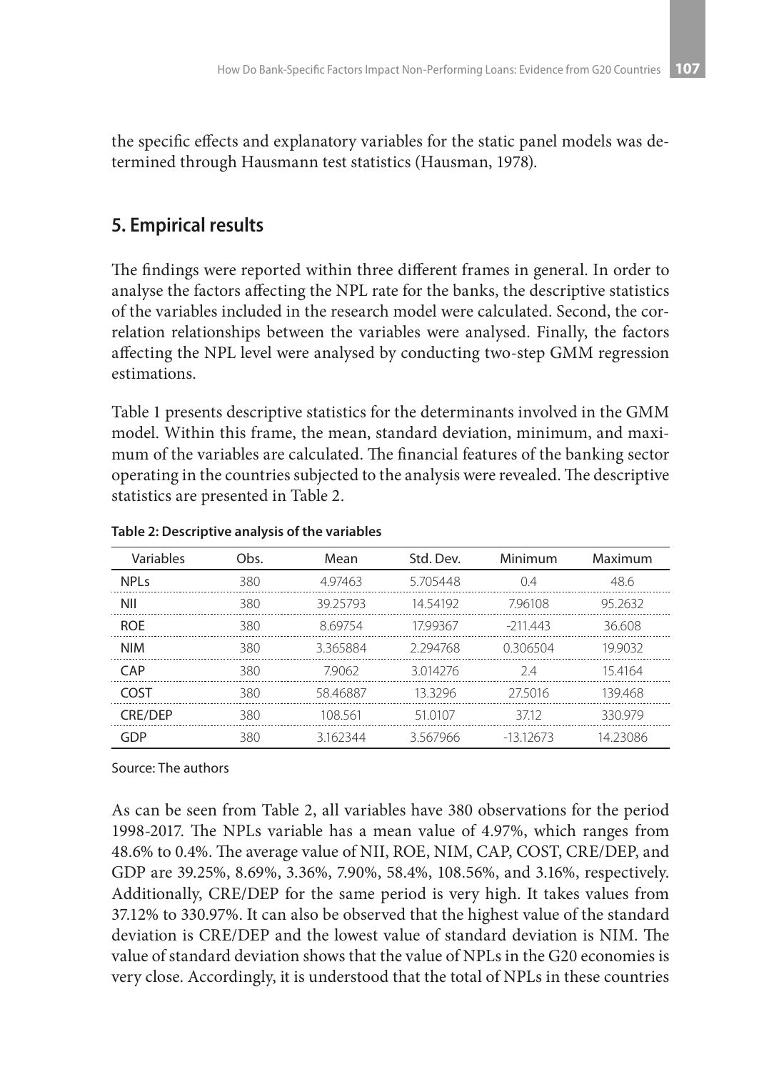the specific effects and explanatory variables for the static panel models was determined through Hausmann test statistics (Hausman, 1978).

## 5. Empirical results

The findings were reported within three different frames in general. In order to analyse the factors affecting the NPL rate for the banks, the descriptive statistics of the variables included in the research model were calculated. Second, the correlation relationships between the variables were analysed. Finally, the factors affecting the NPL level were analysed by conducting two-step GMM regression estimations.

Table 1 presents descriptive statistics for the determinants involved in the GMM model. Within this frame, the mean, standard deviation, minimum, and maximum of the variables are calculated. The financial features of the banking sector operating in the countries subjected to the analysis were revealed. The descriptive statistics are presented in Table 2.

**Table 2: Descriptive analysis of the variables**

| Variables | Obs. | Mean | Std. Dev. | Minimum | Maximum |
|---|---|---|---|---|---|
| NPLs | 380 | 4.97463 | 5.705448 | 0.4 | 48.6 |
| NII | 380 | 39.25793 | 14.54192 | 7.96108 | 95.2632 |
| ROE | 380 | 8.69754 | 17.99367 | -211.443 | 36.608 |
| NIM | 380 | 3.365884 | 2.294768 | 0.306504 | 19.9032 |
| CAP | 380 | 7.9062 | 3.014276 | 2.4 | 15.4164 |
| COST | 380 | 58.46887 | 13.3296 | 27.5016 | 139.468 |
| CRE/DEP | 380 | 108.561 | 51.0107 | 37.12 | 330.979 |
| GDP | 380 | 3.162344 | 3.567966 | -13.12673 | 14.23086 |

Source: The authors

As can be seen from Table 2, all variables have 380 observations for the period 1998-2017. The NPLs variable has a mean value of 4.97%, which ranges from 48.6% to 0.4%. The average value of NII, ROE, NIM, CAP, COST, CRE/DEP, and GDP are 39.25%, 8.69%, 3.36%, 7.90%, 58.4%, 108.56%, and 3.16%, respectively. Additionally, CRE/DEP for the same period is very high. It takes values from 37.12% to 330.97%. It can also be observed that the highest value of the standard deviation is CRE/DEP and the lowest value of standard deviation is NIM. The value of standard deviation shows that the value of NPLs in the G20 economies is very close. Accordingly, it is understood that the total of NPLs in these countries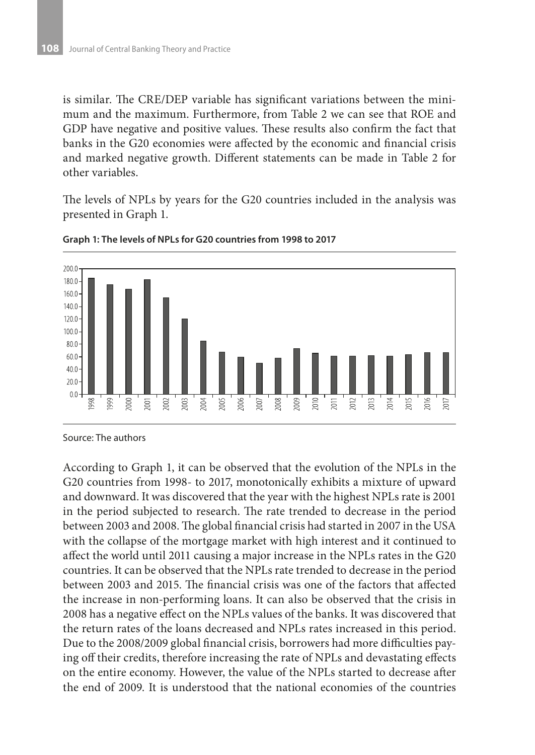is similar. The CRE/DEP variable has significant variations between the minimum and the maximum. Furthermore, from Table 2 we can see that ROE and GDP have negative and positive values. These results also confirm the fact that banks in the G20 economies were affected by the economic and financial crisis and marked negative growth. Different statements can be made in Table 2 for other variables.

The levels of NPLs by years for the G20 countries included in the analysis was presented in Graph 1.

**Graph 1: The levels of NPLs for G20 countries from 1998 to 2017**

Source: The authors

According to Graph 1, it can be observed that the evolution of the NPLs in the G20 countries from 1998- to 2017, monotonically exhibits a mixture of upward and downward. It was discovered that the year with the highest NPLs rate is 2001 in the period subjected to research. The rate trended to decrease in the period between 2003 and 2008. The global financial crisis had started in 2007 in the USA with the collapse of the mortgage market with high interest and it continued to affect the world until 2011 causing a major increase in the NPLs rates in the G20 countries. It can be observed that the NPLs rate trended to decrease in the period between 2003 and 2015. The financial crisis was one of the factors that affected the increase in non-performing loans. It can also be observed that the crisis in 2008 has a negative effect on the NPLs values of the banks. It was discovered that the return rates of the loans decreased and NPLs rates increased in this period. Due to the 2008/2009 global financial crisis, borrowers had more difficulties paying off their credits, therefore increasing the rate of NPLs and devastating effects on the entire economy. However, the value of the NPLs started to decrease after the end of 2009. It is understood that the national economies of the countries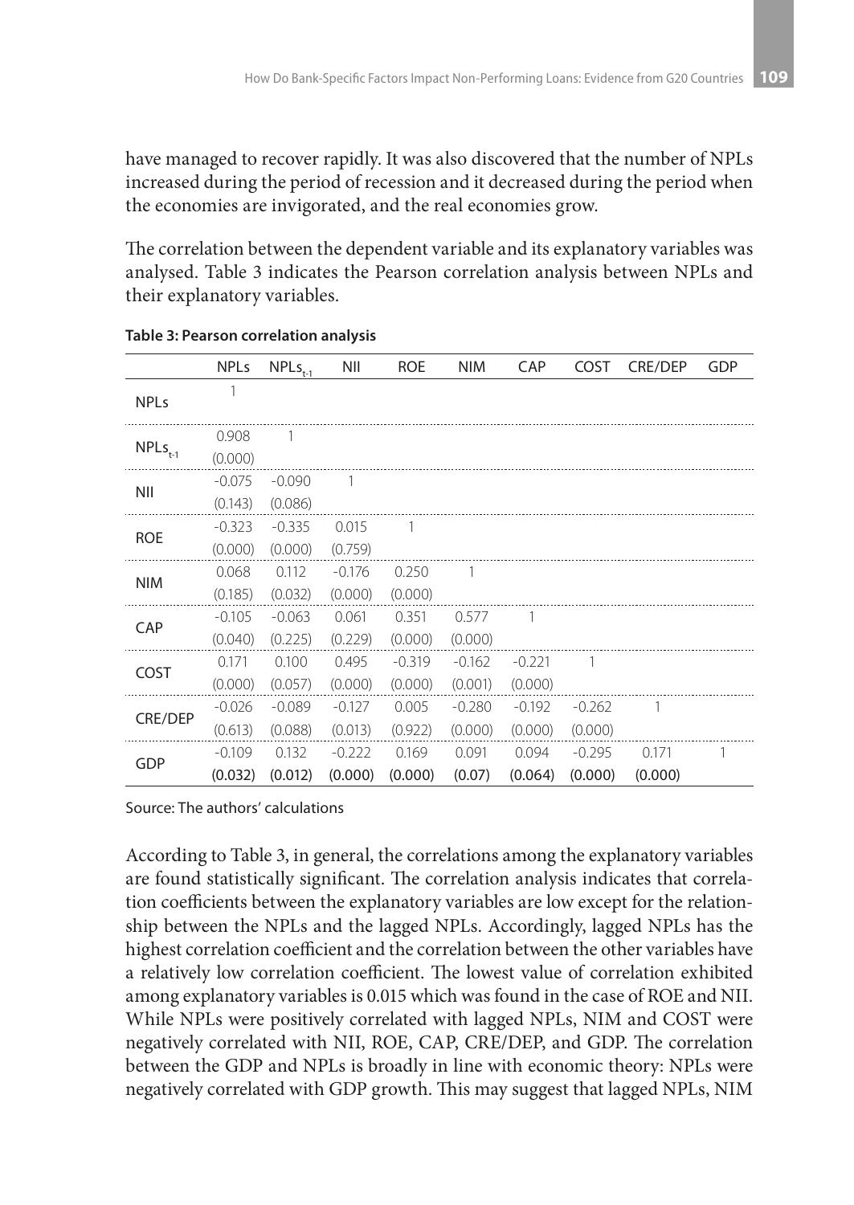have managed to recover rapidly. It was also discovered that the number of NPLs increased during the period of recession and it decreased during the period when the economies are invigorated, and the real economies grow.

The correlation between the dependent variable and its explanatory variables was analysed. Table 3 indicates the Pearson correlation analysis between NPLs and their explanatory variables.

**Table 3: Pearson correlation analysis**

| | NPLs | $NPLs_{t-1}$ | NII | ROE | NIM | CAP | COST | CRE/DEP | GDP |
|---|---|---|---|---|---|---|---|---|---|
| NPLs | 1 | | | | | | | | |
| $NPLs_{t-1}$ | 0.908<br>(0.000) | 1 | | | | | | | |
| NII | -0.075<br>(0.143) | -0.090<br>(0.086) | 1 | | | | | | |
| ROE | -0.323<br>(0.000) | -0.335<br>(0.000) | 0.015<br>(0.759) | 1 | | | | | |
| NIM | 0.068<br>(0.185) | 0.112<br>(0.032) | -0.176<br>(0.000) | 0.250<br>(0.000) | 1 | | | | |
| CAP | -0.105<br>(0.040) | -0.063<br>(0.225) | 0.061<br>(0.229) | 0.351<br>(0.000) | 0.577<br>(0.000) | 1 | | | |
| COST | 0.171<br>(0.000) | 0.100<br>(0.057) | 0.495<br>(0.000) | -0.319<br>(0.000) | -0.162<br>(0.001) | -0.221<br>(0.000) | 1 | | |
| CRE/DEP | -0.026<br>(0.613) | -0.089<br>(0.088) | -0.127<br>(0.013) | 0.005<br>(0.922) | -0.280<br>(0.000) | -0.192<br>(0.000) | -0.262<br>(0.000) | 1 | |
| GDP | -0.109<br>(0.032) | 0.132<br>(0.012) | -0.222<br>(0.000) | 0.169<br>(0.000) | 0.091<br>(0.07) | 0.094<br>(0.064) | -0.295<br>(0.000) | 0.171<br>(0.000) | 1 |

Source: The authors' calculations

According to Table 3, in general, the correlations among the explanatory variables are found statistically significant. The correlation analysis indicates that correlation coefficients between the explanatory variables are low except for the relationship between the NPLs and the lagged NPLs. Accordingly, lagged NPLs has the highest correlation coefficient and the correlation between the other variables have a relatively low correlation coefficient. The lowest value of correlation exhibited among explanatory variables is 0.015 which was found in the case of ROE and NII. While NPLs were positively correlated with lagged NPLs, NIM and COST were negatively correlated with NII, ROE, CAP, CRE/DEP, and GDP. The correlation between the GDP and NPLs is broadly in line with economic theory: NPLs were negatively correlated with GDP growth. This may suggest that lagged NPLs, NIM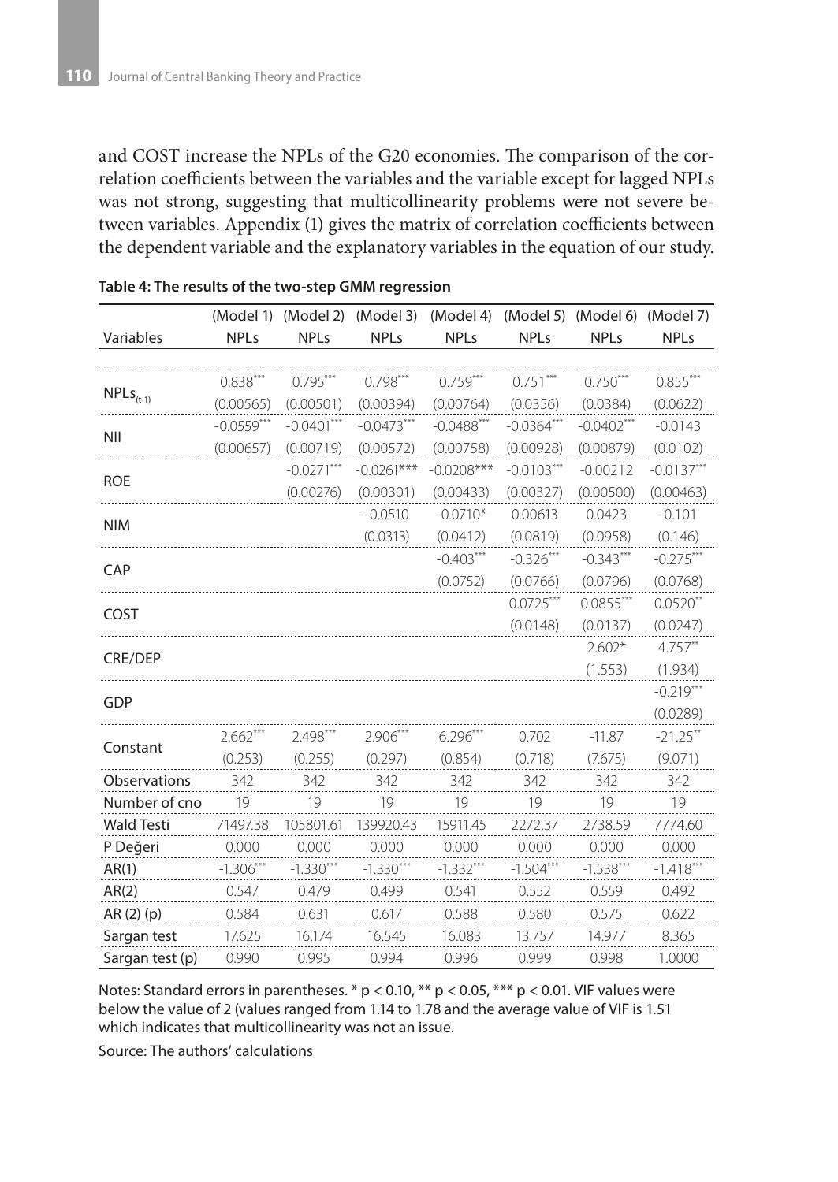and COST increase the NPLs of the G20 economies. The comparison of the correlation coefficients between the variables and the variable except for lagged NPLs was not strong, suggesting that multicollinearity problems were not severe between variables. Appendix (1) gives the matrix of correlation coefficients between the dependent variable and the explanatory variables in the equation of our study.

**Table 4: The results of the two-step GMM regression**

| Variables | (Model 1) NPLs | (Model 2) NPLs | (Model 3) NPLs | (Model 4) NPLs | (Model 5) NPLs | (Model 6) NPLs | (Model 7) NPLs |
|---|---|---|---|---|---|---|---|
| $NPLs_{(t-1)}$ | 0.838*** | 0.795*** | 0.798*** | 0.759*** | 0.751*** | 0.750*** | 0.855*** |
| | (0.00565) | (0.00501) | (0.00394) | (0.00764) | (0.0356) | (0.0384) | (0.0622) |
| NII | -0.0559*** | -0.0401*** | -0.0473*** | -0.0488*** | -0.0364*** | -0.0402*** | -0.0143 |
| | (0.00657) | (0.00719) | (0.00572) | (0.00758) | (0.00928) | (0.00879) | (0.0102) |
| ROE | | -0.0271*** | -0.0261*** | -0.0208*** | -0.0103*** | -0.00212 | -0.0137*** |
| | | (0.00276) | (0.00301) | (0.00433) | (0.00327) | (0.00500) | (0.00463) |
| NIM | | | -0.0510 | -0.0710* | 0.00613 | 0.0423 | -0.101 |
| | | | (0.0313) | (0.0412) | (0.0819) | (0.0958) | (0.146) |
| CAP | | | | -0.403*** | -0.326*** | -0.343*** | -0.275*** |
| | | | | (0.0752) | (0.0766) | (0.0796) | (0.0768) |
| COST | | | | | 0.0725*** | 0.0855*** | 0.0520** |
| | | | | | (0.0148) | (0.0137) | (0.0247) |
| CRE/DEP | | | | | | 2.602* | 4.757** |
| | | | | | | (1.553) | (1.934) |
| GDP | | | | | | | -0.219*** |
| | | | | | | | (0.0289) |
| Constant | 2.662*** | 2.498*** | 2.906*** | 6.296*** | 0.702 | -11.87 | -21.25** |
| | (0.253) | (0.255) | (0.297) | (0.854) | (0.718) | (7.675) | (9.071) |
| Observations | 342 | 342 | 342 | 342 | 342 | 342 | 342 |
| Number of cno | 19 | 19 | 19 | 19 | 19 | 19 | 19 |
| Wald Testi | 71497.38 | 105801.61 | 139920.43 | 15911.45 | 2272.37 | 2738.59 | 7774.60 |
| P Değeri | 0.000 | 0.000 | 0.000 | 0.000 | 0.000 | 0.000 | 0.000 |
| AR(1) | -1.306*** | -1.330*** | -1.330*** | -1.332*** | -1.504*** | -1.538*** | -1.418*** |
| AR(2) | 0.547 | 0.479 | 0.499 | 0.541 | 0.552 | 0.559 | 0.492 |
| AR (2) (p) | 0.584 | 0.631 | 0.617 | 0.588 | 0.580 | 0.575 | 0.622 |
| Sargan test | 17.625 | 16.174 | 16.545 | 16.083 | 13.757 | 14.977 | 8.365 |
| Sargan test (p) | 0.990 | 0.995 | 0.994 | 0.996 | 0.999 | 0.998 | 1.0000 |

Notes: Standard errors in parentheses. * $p < 0.10$, ** $p < 0.05$, *** $p < 0.01$. VIF values were below the value of 2 (values ranged from 1.14 to 1.78 and the average value of VIF is 1.51 which indicates that multicollinearity was not an issue.

Source: The authors' calculations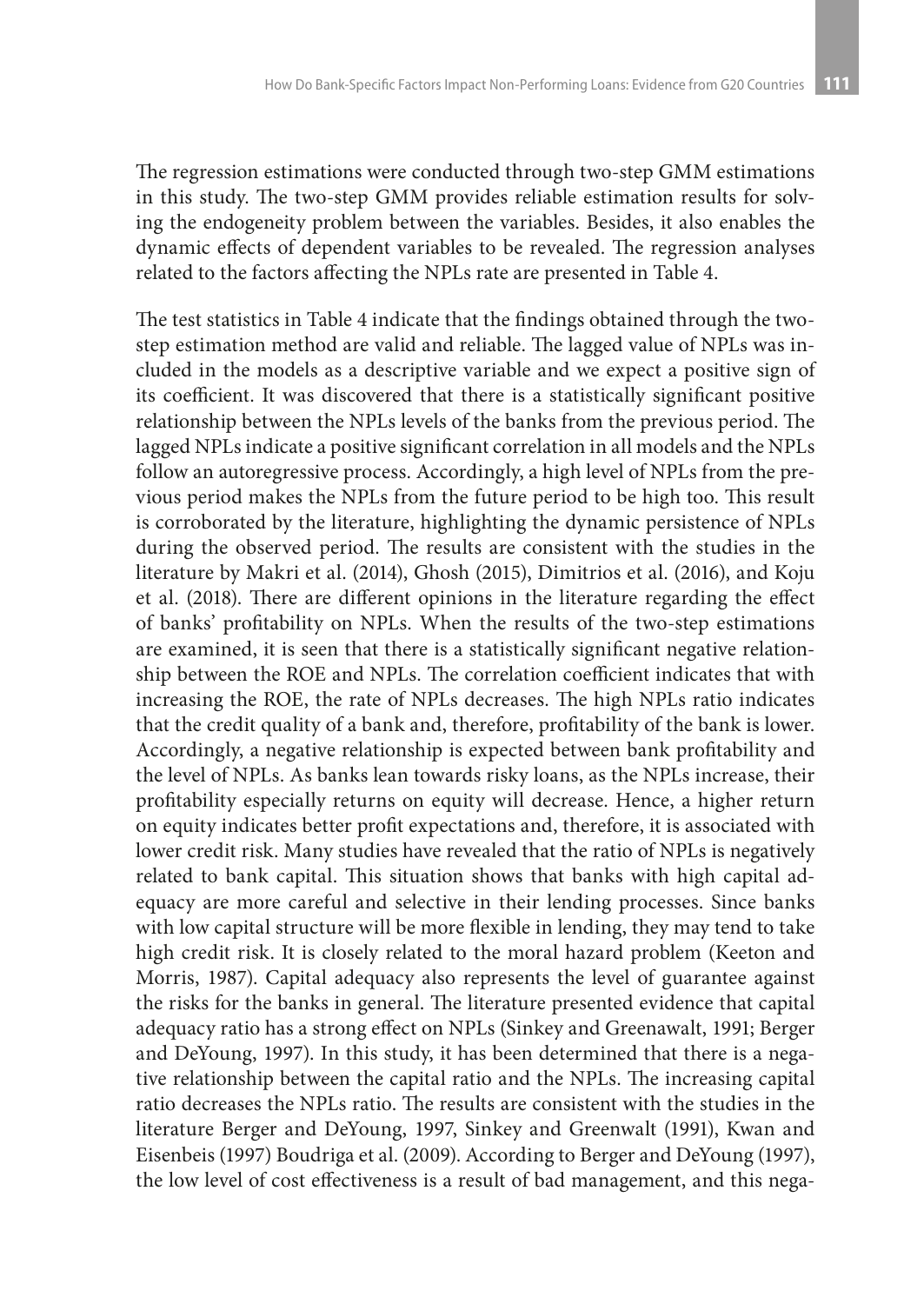The regression estimations were conducted through two-step GMM estimations in this study. The two-step GMM provides reliable estimation results for solving the endogeneity problem between the variables. Besides, it also enables the dynamic effects of dependent variables to be revealed. The regression analyses related to the factors affecting the NPLs rate are presented in Table 4.

The test statistics in Table 4 indicate that the findings obtained through the two-step estimation method are valid and reliable. The lagged value of NPLs was included in the models as a descriptive variable and we expect a positive sign of its coefficient. It was discovered that there is a statistically significant positive relationship between the NPLs levels of the banks from the previous period. The lagged NPLs indicate a positive significant correlation in all models and the NPLs follow an autoregressive process. Accordingly, a high level of NPLs from the previous period makes the NPLs from the future period to be high too. This result is corroborated by the literature, highlighting the dynamic persistence of NPLs during the observed period. The results are consistent with the studies in the literature by Makri et al. (2014), Ghosh (2015), Dimitrios et al. (2016), and Koju et al. (2018). There are different opinions in the literature regarding the effect of banks' profitability on NPLs. When the results of the two-step estimations are examined, it is seen that there is a statistically significant negative relationship between the ROE and NPLs. The correlation coefficient indicates that with increasing the ROE, the rate of NPLs decreases. The high NPLs ratio indicates that the credit quality of a bank and, therefore, profitability of the bank is lower. Accordingly, a negative relationship is expected between bank profitability and the level of NPLs. As banks lean towards risky loans, as the NPLs increase, their profitability especially returns on equity will decrease. Hence, a higher return on equity indicates better profit expectations and, therefore, it is associated with lower credit risk. Many studies have revealed that the ratio of NPLs is negatively related to bank capital. This situation shows that banks with high capital adequacy are more careful and selective in their lending processes. Since banks with low capital structure will be more flexible in lending, they may tend to take high credit risk. It is closely related to the moral hazard problem (Keeton and Morris, 1987). Capital adequacy also represents the level of guarantee against the risks for the banks in general. The literature presented evidence that capital adequacy ratio has a strong effect on NPLs (Sinkey and Greenawalt, 1991; Berger and DeYoung, 1997). In this study, it has been determined that there is a negative relationship between the capital ratio and the NPLs. The increasing capital ratio decreases the NPLs ratio. The results are consistent with the studies in the literature Berger and DeYoung, 1997, Sinkey and Greenwalt (1991), Kwan and Eisenbeis (1997) Boudriga et al. (2009). According to Berger and DeYoung (1997), the low level of cost effectiveness is a result of bad management, and this nega-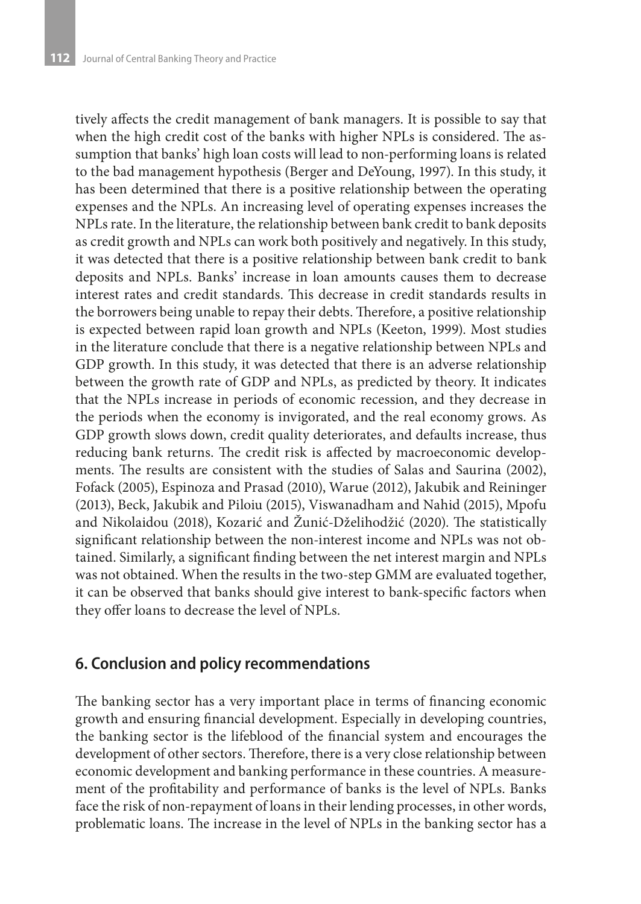tively affects the credit management of bank managers. It is possible to say that when the high credit cost of the banks with higher NPLs is considered. The assumption that banks' high loan costs will lead to non-performing loans is related to the bad management hypothesis (Berger and DeYoung, 1997). In this study, it has been determined that there is a positive relationship between the operating expenses and the NPLs. An increasing level of operating expenses increases the NPLs rate. In the literature, the relationship between bank credit to bank deposits as credit growth and NPLs can work both positively and negatively. In this study, it was detected that there is a positive relationship between bank credit to bank deposits and NPLs. Banks' increase in loan amounts causes them to decrease interest rates and credit standards. This decrease in credit standards results in the borrowers being unable to repay their debts. Therefore, a positive relationship is expected between rapid loan growth and NPLs (Keeton, 1999). Most studies in the literature conclude that there is a negative relationship between NPLs and GDP growth. In this study, it was detected that there is an adverse relationship between the growth rate of GDP and NPLs, as predicted by theory. It indicates that the NPLs increase in periods of economic recession, and they decrease in the periods when the economy is invigorated, and the real economy grows. As GDP growth slows down, credit quality deteriorates, and defaults increase, thus reducing bank returns. The credit risk is affected by macroeconomic developments. The results are consistent with the studies of Salas and Saurina (2002), Fofack (2005), Espinoza and Prasad (2010), Warue (2012), Jakubik and Reininger (2013), Beck, Jakubik and Piloiu (2015), Viswanadham and Nahid (2015), Mpofu and Nikolaidou (2018), Kozarić and Žunić-Dželihodžić (2020). The statistically significant relationship between the non-interest income and NPLs was not obtained. Similarly, a significant finding between the net interest margin and NPLs was not obtained. When the results in the two-step GMM are evaluated together, it can be observed that banks should give interest to bank-specific factors when they offer loans to decrease the level of NPLs.

## 6. Conclusion and policy recommendations

The banking sector has a very important place in terms of financing economic growth and ensuring financial development. Especially in developing countries, the banking sector is the lifeblood of the financial system and encourages the development of other sectors. Therefore, there is a very close relationship between economic development and banking performance in these countries. A measurement of the profitability and performance of banks is the level of NPLs. Banks face the risk of non-repayment of loans in their lending processes, in other words, problematic loans. The increase in the level of NPLs in the banking sector has a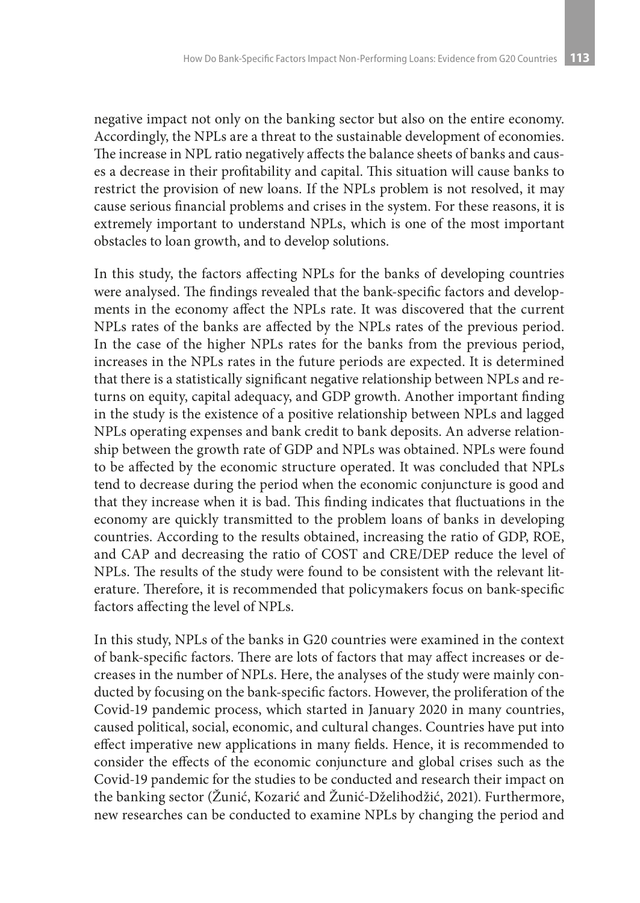negative impact not only on the banking sector but also on the entire economy. Accordingly, the NPLs are a threat to the sustainable development of economies. The increase in NPL ratio negatively affects the balance sheets of banks and causes a decrease in their profitability and capital. This situation will cause banks to restrict the provision of new loans. If the NPLs problem is not resolved, it may cause serious financial problems and crises in the system. For these reasons, it is extremely important to understand NPLs, which is one of the most important obstacles to loan growth, and to develop solutions.

In this study, the factors affecting NPLs for the banks of developing countries were analysed. The findings revealed that the bank-specific factors and developments in the economy affect the NPLs rate. It was discovered that the current NPLs rates of the banks are affected by the NPLs rates of the previous period. In the case of the higher NPLs rates for the banks from the previous period, increases in the NPLs rates in the future periods are expected. It is determined that there is a statistically significant negative relationship between NPLs and returns on equity, capital adequacy, and GDP growth. Another important finding in the study is the existence of a positive relationship between NPLs and lagged NPLs operating expenses and bank credit to bank deposits. An adverse relationship between the growth rate of GDP and NPLs was obtained. NPLs were found to be affected by the economic structure operated. It was concluded that NPLs tend to decrease during the period when the economic conjuncture is good and that they increase when it is bad. This finding indicates that fluctuations in the economy are quickly transmitted to the problem loans of banks in developing countries. According to the results obtained, increasing the ratio of GDP, ROE, and CAP and decreasing the ratio of COST and CRE/DEP reduce the level of NPLs. The results of the study were found to be consistent with the relevant literature. Therefore, it is recommended that policymakers focus on bank-specific factors affecting the level of NPLs.

In this study, NPLs of the banks in G20 countries were examined in the context of bank-specific factors. There are lots of factors that may affect increases or decreases in the number of NPLs. Here, the analyses of the study were mainly conducted by focusing on the bank-specific factors. However, the proliferation of the Covid-19 pandemic process, which started in January 2020 in many countries, caused political, social, economic, and cultural changes. Countries have put into effect imperative new applications in many fields. Hence, it is recommended to consider the effects of the economic conjuncture and global crises such as the Covid-19 pandemic for the studies to be conducted and research their impact on the banking sector (Žunić, Kozarić and Žunić-Dželihodžić, 2021). Furthermore, new researches can be conducted to examine NPLs by changing the period and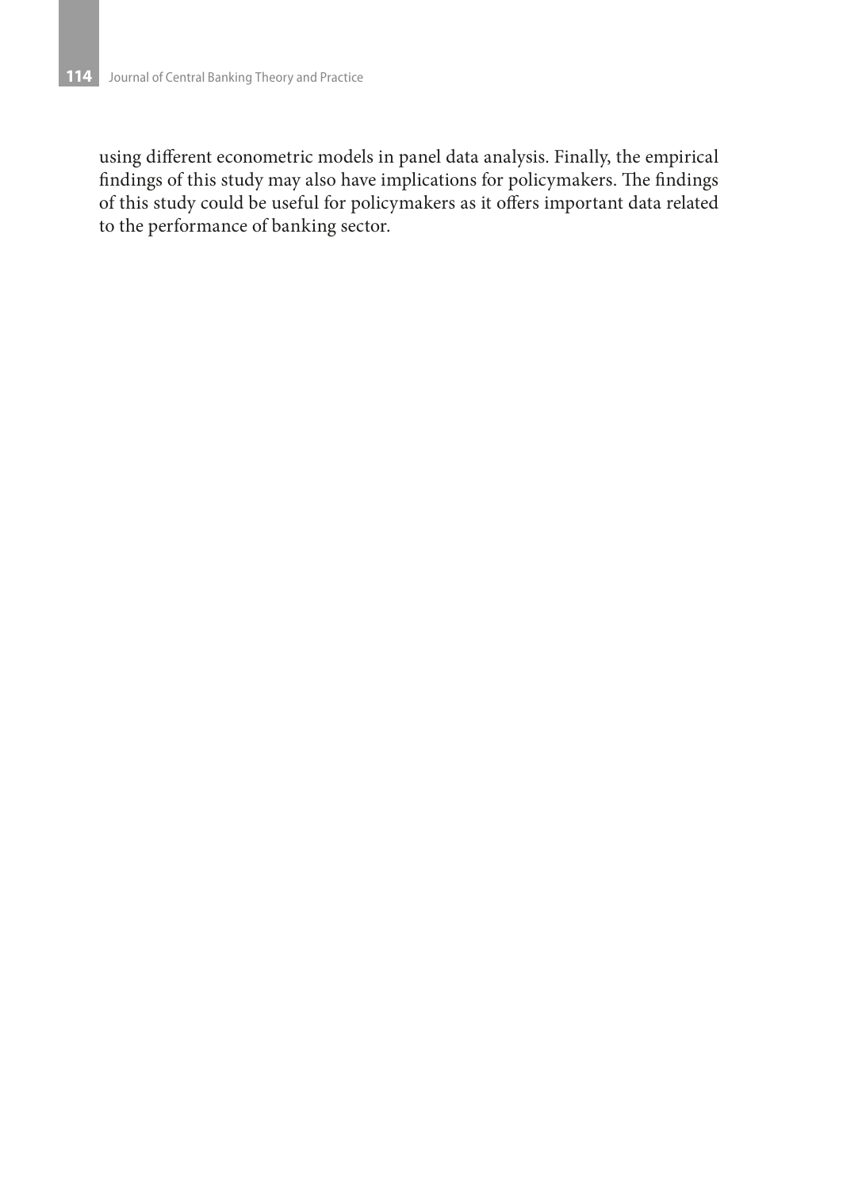using different econometric models in panel data analysis. Finally, the empirical findings of this study may also have implications for policymakers. The findings of this study could be useful for policymakers as it offers important data related to the performance of banking sector.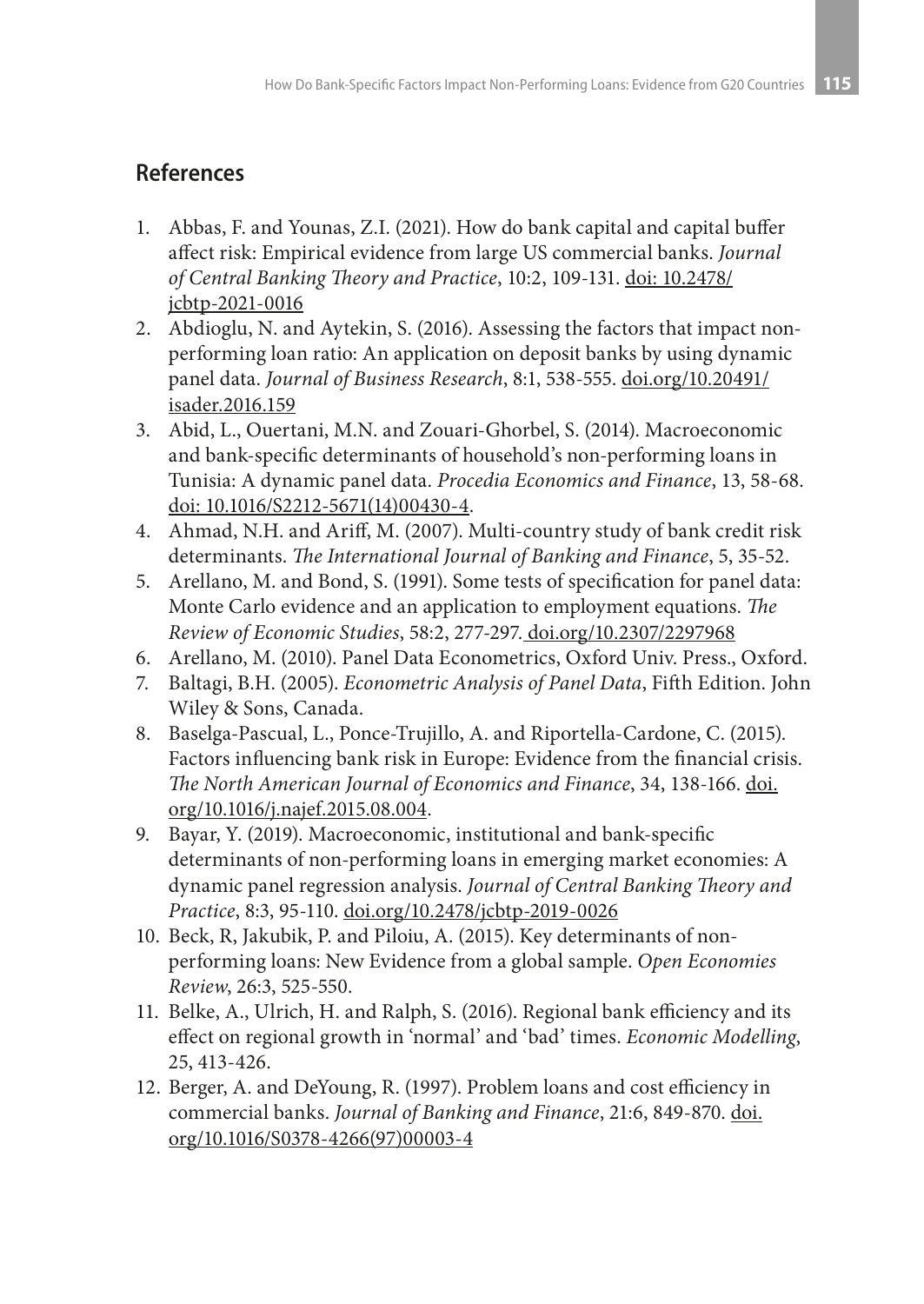## References

1. Abbas, F. and Younas, Z.I. (2021). How do bank capital and capital buffer affect risk: Empirical evidence from large US commercial banks. *Journal of Central Banking Theory and Practice*, 10:2, 109-131. doi: 10.2478/jcbtp-2021-0016
2. Abdioglu, N. and Aytekin, S. (2016). Assessing the factors that impact non-performing loan ratio: An application on deposit banks by using dynamic panel data. *Journal of Business Research*, 8:1, 538-555. doi.org/10.20491/isader.2016.159
3. Abid, L., Ouertani, M.N. and Zouari-Ghorbel, S. (2014). Macroeconomic and bank-specific determinants of household's non-performing loans in Tunisia: A dynamic panel data. *Procedia Economics and Finance*, 13, 58-68. doi: 10.1016/S2212-5671(14)00430-4.
4. Ahmad, N.H. and Ariff, M. (2007). Multi-country study of bank credit risk determinants. *The International Journal of Banking and Finance*, 5, 35-52.
5. Arellano, M. and Bond, S. (1991). Some tests of specification for panel data: Monte Carlo evidence and an application to employment equations. *The Review of Economic Studies*, 58:2, 277-297. doi.org/10.2307/2297968
6. Arellano, M. (2010). Panel Data Econometrics, Oxford Univ. Press., Oxford.
7. Baltagi, B.H. (2005). *Econometric Analysis of Panel Data*, Fifth Edition. John Wiley & Sons, Canada.
8. Baselga-Pascual, L., Ponce-Trujillo, A. and Riportella-Cardone, C. (2015). Factors influencing bank risk in Europe: Evidence from the financial crisis. *The North American Journal of Economics and Finance*, 34, 138-166. doi.org/10.1016/j.najef.2015.08.004.
9. Bayar, Y. (2019). Macroeconomic, institutional and bank-specific determinants of non-performing loans in emerging market economies: A dynamic panel regression analysis. *Journal of Central Banking Theory and Practice*, 8:3, 95-110. doi.org/10.2478/jcbtp-2019-0026
10. Beck, R, Jakubik, P. and Piloiu, A. (2015). Key determinants of non-performing loans: New Evidence from a global sample. *Open Economies Review*, 26:3, 525-550.
11. Belke, A., Ulrich, H. and Ralph, S. (2016). Regional bank efficiency and its effect on regional growth in 'normal' and 'bad' times. *Economic Modelling*, 25, 413-426.
12. Berger, A. and DeYoung, R. (1997). Problem loans and cost efficiency in commercial banks. *Journal of Banking and Finance*, 21:6, 849-870. doi.org/10.1016/S0378-4266(97)00003-4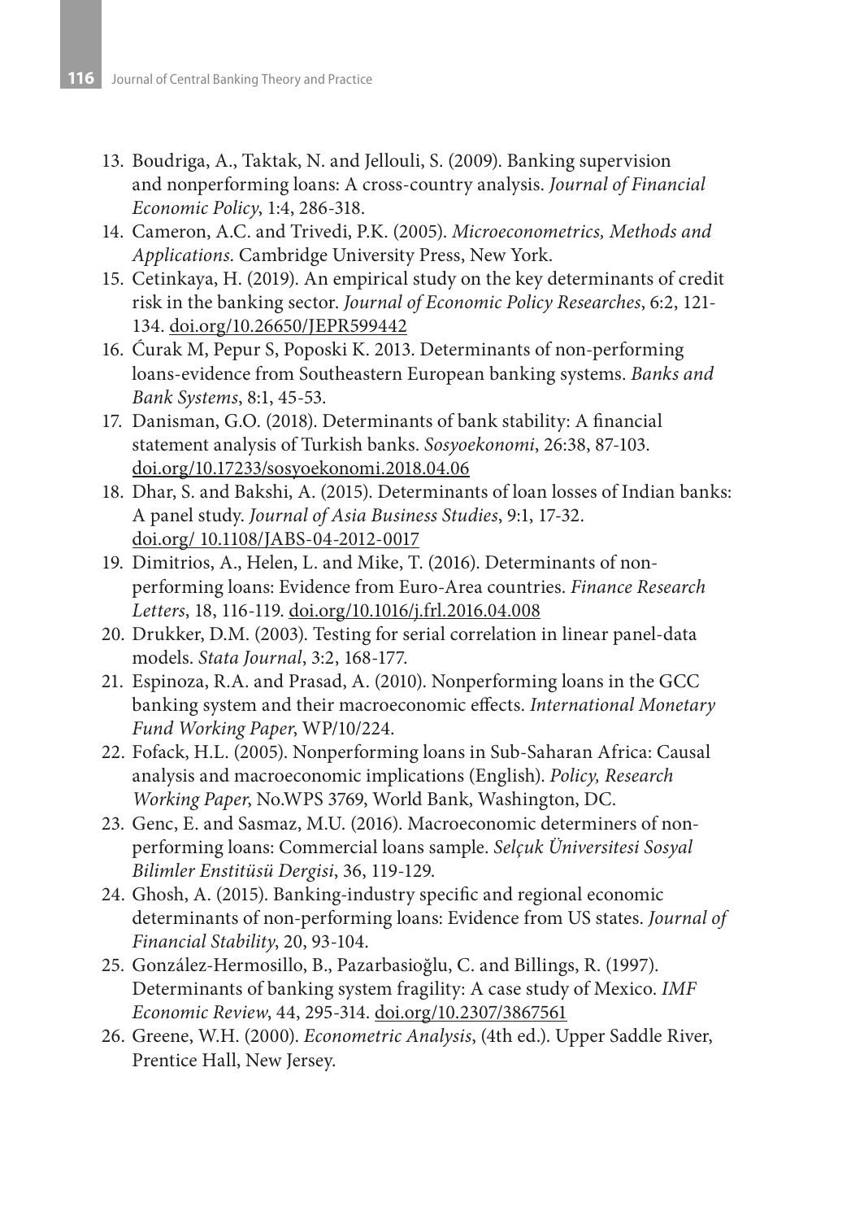13. Boudriga, A., Taktak, N. and Jellouli, S. (2009). Banking supervision and nonperforming loans: A cross-country analysis. *Journal of Financial Economic Policy*, 1:4, 286-318.
14. Cameron, A.C. and Trivedi, P.K. (2005). *Microeconometrics, Methods and Applications*. Cambridge University Press, New York.
15. Cetinkaya, H. (2019). An empirical study on the key determinants of credit risk in the banking sector. *Journal of Economic Policy Researches*, 6:2, 121-134. doi.org/10.26650/JEPR599442
16. Ćurak M, Pepur S, Poposki K. 2013. Determinants of non-performing loans-evidence from Southeastern European banking systems. *Banks and Bank Systems*, 8:1, 45-53.
17. Danisman, G.O. (2018). Determinants of bank stability: A financial statement analysis of Turkish banks. *Sosyoekonomi*, 26:38, 87-103. doi.org/10.17233/sosyoekonomi.2018.04.06
18. Dhar, S. and Bakshi, A. (2015). Determinants of loan losses of Indian banks: A panel study. *Journal of Asia Business Studies*, 9:1, 17-32. doi.org/ 10.1108/JABS-04-2012-0017
19. Dimitrios, A., Helen, L. and Mike, T. (2016). Determinants of non-performing loans: Evidence from Euro-Area countries. *Finance Research Letters*, 18, 116-119. doi.org/10.1016/j.frl.2016.04.008
20. Drukker, D.M. (2003). Testing for serial correlation in linear panel-data models. *Stata Journal*, 3:2, 168-177.
21. Espinoza, R.A. and Prasad, A. (2010). Nonperforming loans in the GCC banking system and their macroeconomic effects. *International Monetary Fund Working Paper*, WP/10/224.
22. Fofack, H.L. (2005). Nonperforming loans in Sub-Saharan Africa: Causal analysis and macroeconomic implications (English). *Policy, Research Working Paper*, No.WPS 3769, World Bank, Washington, DC.
23. Genc, E. and Sasmaz, M.U. (2016). Macroeconomic determiners of non-performing loans: Commercial loans sample. *Selçuk Üniversitesi Sosyal Bilimler Enstitüsü Dergisi*, 36, 119-129.
24. Ghosh, A. (2015). Banking-industry specific and regional economic determinants of non-performing loans: Evidence from US states. *Journal of Financial Stability*, 20, 93-104.
25. González-Hermosillo, B., Pazarbasioğlu, C. and Billings, R. (1997). Determinants of banking system fragility: A case study of Mexico. *IMF Economic Review*, 44, 295-314. doi.org/10.2307/3867561
26. Greene, W.H. (2000). *Econometric Analysis*, (4th ed.). Upper Saddle River, Prentice Hall, New Jersey.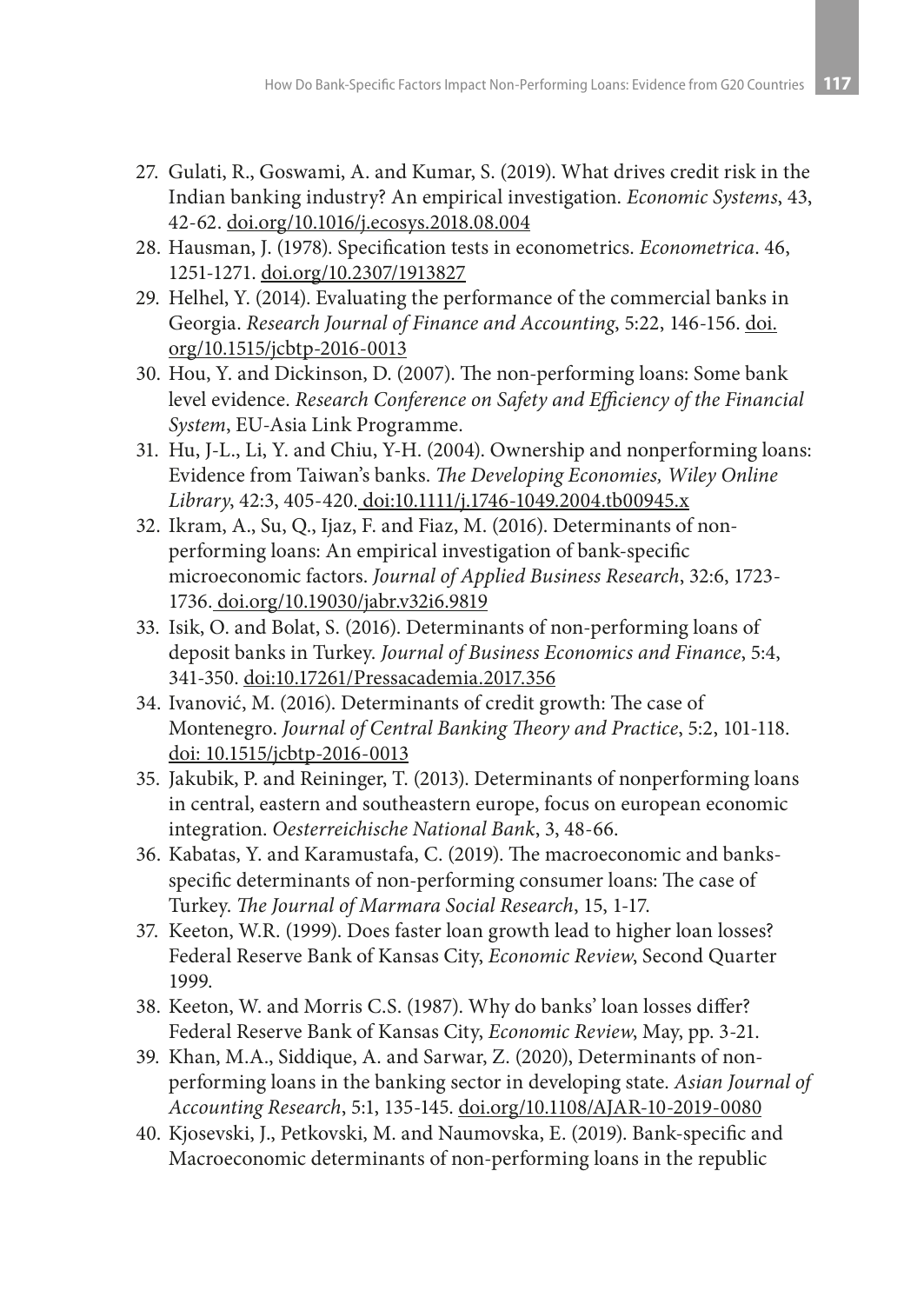27. Gulati, R., Goswami, A. and Kumar, S. (2019). What drives credit risk in the Indian banking industry? An empirical investigation. *Economic Systems*, 43, 42-62. doi.org/10.1016/j.ecosys.2018.08.004
28. Hausman, J. (1978). Specification tests in econometrics. *Econometrica*. 46, 1251-1271. doi.org/10.2307/1913827
29. Helhel, Y. (2014). Evaluating the performance of the commercial banks in Georgia. *Research Journal of Finance and Accounting*, 5:22, 146-156. doi.org/10.1515/jcbtp-2016-0013
30. Hou, Y. and Dickinson, D. (2007). The non-performing loans: Some bank level evidence. *Research Conference on Safety and Efficiency of the Financial System*, EU-Asia Link Programme.
31. Hu, J-L., Li, Y. and Chiu, Y-H. (2004). Ownership and nonperforming loans: Evidence from Taiwan's banks. *The Developing Economies, Wiley Online Library*, 42:3, 405-420. doi:10.1111/j.1746-1049.2004.tb00945.x
32. Ikram, A., Su, Q., Ijaz, F. and Fiaz, M. (2016). Determinants of non-performing loans: An empirical investigation of bank-specific microeconomic factors. *Journal of Applied Business Research*, 32:6, 1723-1736. doi.org/10.19030/jabr.v32i6.9819
33. Isik, O. and Bolat, S. (2016). Determinants of non-performing loans of deposit banks in Turkey. *Journal of Business Economics and Finance*, 5:4, 341-350. doi:10.17261/Pressacademia.2017.356
34. Ivanović, M. (2016). Determinants of credit growth: The case of Montenegro. *Journal of Central Banking Theory and Practice*, 5:2, 101-118. doi: 10.1515/jcbtp-2016-0013
35. Jakubik, P. and Reininger, T. (2013). Determinants of nonperforming loans in central, eastern and southeastern europe, focus on european economic integration. *Oesterreichische National Bank*, 3, 48-66.
36. Kabatas, Y. and Karamustafa, C. (2019). The macroeconomic and banks-specific determinants of non-performing consumer loans: The case of Turkey. *The Journal of Marmara Social Research*, 15, 1-17.
37. Keeton, W.R. (1999). Does faster loan growth lead to higher loan losses? Federal Reserve Bank of Kansas City, *Economic Review*, Second Quarter 1999.
38. Keeton, W. and Morris C.S. (1987). Why do banks' loan losses differ? Federal Reserve Bank of Kansas City, *Economic Review*, May, pp. 3-21.
39. Khan, M.A., Siddique, A. and Sarwar, Z. (2020), Determinants of non-performing loans in the banking sector in developing state. *Asian Journal of Accounting Research*, 5:1, 135-145. doi.org/10.1108/AJAR-10-2019-0080
40. Kjosevski, J., Petkovski, M. and Naumovska, E. (2019). Bank-specific and Macroeconomic determinants of non-performing loans in the republic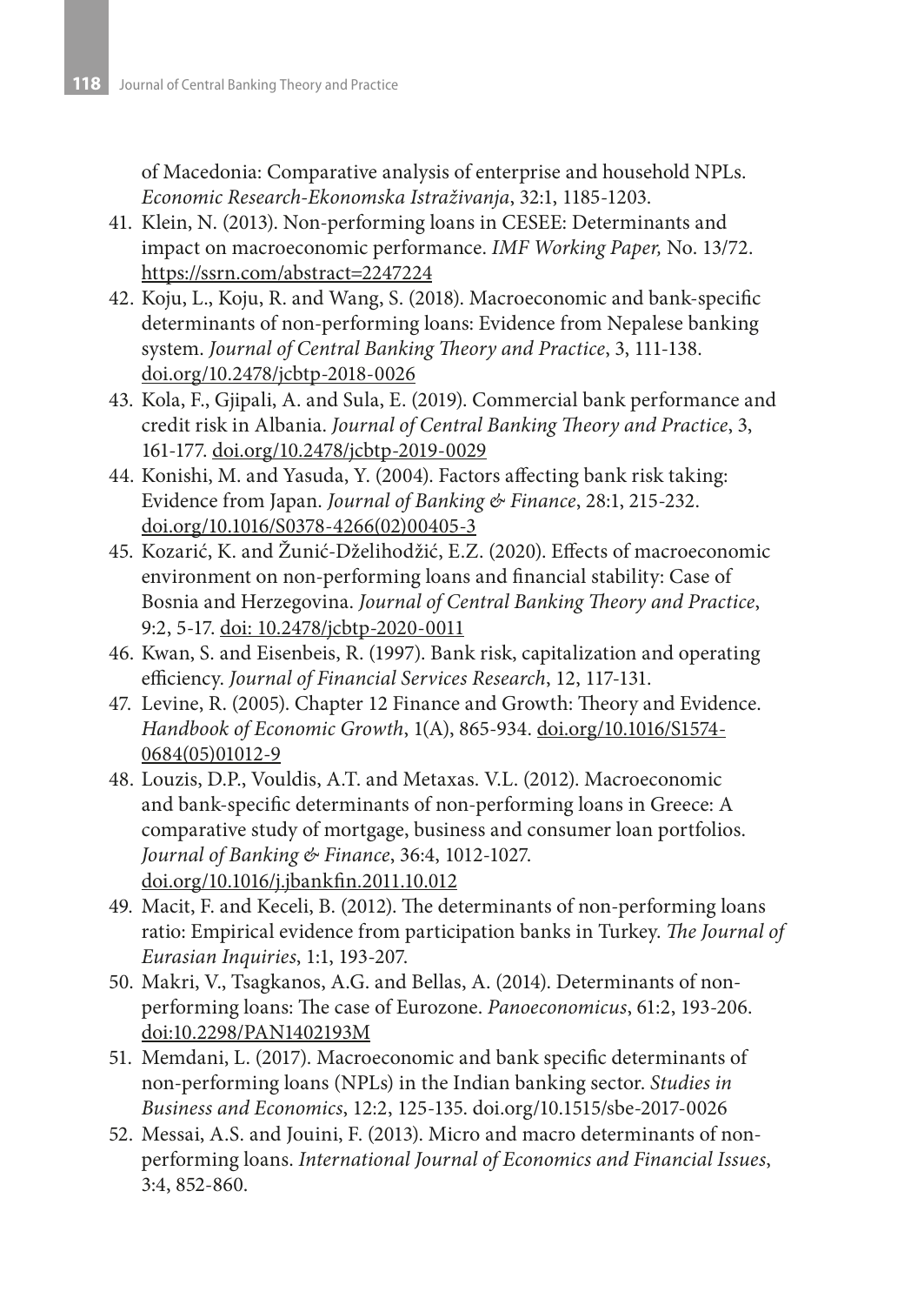of Macedonia: Comparative analysis of enterprise and household NPLs. *Economic Research-Ekonomska Istraživanja*, 32:1, 1185-1203.

41. Klein, N. (2013). Non-performing loans in CESEE: Determinants and impact on macroeconomic performance. *IMF Working Paper,* No. 13/72. https://ssrn.com/abstract=2247224
42. Koju, L., Koju, R. and Wang, S. (2018). Macroeconomic and bank-specific determinants of non-performing loans: Evidence from Nepalese banking system. *Journal of Central Banking Theory and Practice*, 3, 111-138. doi.org/10.2478/jcbtp-2018-0026
43. Kola, F., Gjipali, A. and Sula, E. (2019). Commercial bank performance and credit risk in Albania. *Journal of Central Banking Theory and Practice*, 3, 161-177. doi.org/10.2478/jcbtp-2019-0029
44. Konishi, M. and Yasuda, Y. (2004). Factors affecting bank risk taking: Evidence from Japan. *Journal of Banking & Finance*, 28:1, 215-232. doi.org/10.1016/S0378-4266(02)00405-3
45. Kozarić, K. and Žunić-Dželihodžić, E.Z. (2020). Effects of macroeconomic environment on non-performing loans and financial stability: Case of Bosnia and Herzegovina. *Journal of Central Banking Theory and Practice*, 9:2, 5-17. doi: 10.2478/jcbtp-2020-0011
46. Kwan, S. and Eisenbeis, R. (1997). Bank risk, capitalization and operating efficiency. *Journal of Financial Services Research*, 12, 117-131.
47. Levine, R. (2005). Chapter 12 Finance and Growth: Theory and Evidence. *Handbook of Economic Growth*, 1(A), 865-934. doi.org/10.1016/S1574-0684(05)01012-9
48. Louzis, D.P., Vouldis, A.T. and Metaxas. V.L. (2012). Macroeconomic and bank-specific determinants of non-performing loans in Greece: A comparative study of mortgage, business and consumer loan portfolios. *Journal of Banking & Finance*, 36:4, 1012-1027. doi.org/10.1016/j.jbankfin.2011.10.012
49. Macit, F. and Keceli, B. (2012). The determinants of non-performing loans ratio: Empirical evidence from participation banks in Turkey. *The Journal of Eurasian Inquiries*, 1:1, 193-207.
50. Makri, V., Tsagkanos, A.G. and Bellas, A. (2014). Determinants of non-performing loans: The case of Eurozone. *Panoeconomicus*, 61:2, 193-206. doi:10.2298/PAN1402193M
51. Memdani, L. (2017). Macroeconomic and bank specific determinants of non-performing loans (NPLs) in the Indian banking sector. *Studies in Business and Economics*, 12:2, 125-135. doi.org/10.1515/sbe-2017-0026
52. Messai, A.S. and Jouini, F. (2013). Micro and macro determinants of non-performing loans. *International Journal of Economics and Financial Issues*, 3:4, 852-860.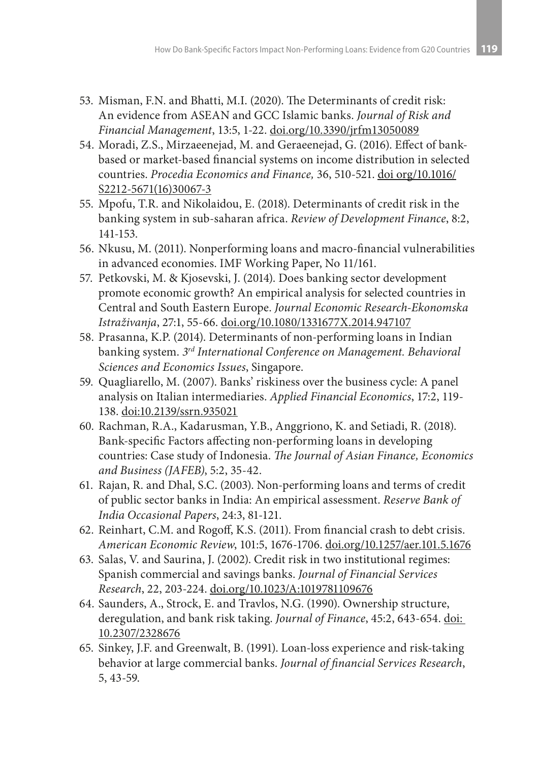53. Misman, F.N. and Bhatti, M.I. (2020). The Determinants of credit risk: An evidence from ASEAN and GCC Islamic banks. *Journal of Risk and Financial Management*, 13:5, 1-22. doi.org/10.3390/jrfm13050089
54. Moradi, Z.S., Mirzaeenejad, M. and Geraeenejad, G. (2016). Effect of bank-based or market-based financial systems on income distribution in selected countries. *Procedia Economics and Finance,* 36, 510-521. doi org/10.1016/S2212-5671(16)30067-3
55. Mpofu, T.R. and Nikolaidou, E. (2018). Determinants of credit risk in the banking system in sub-saharan africa. *Review of Development Finance*, 8:2, 141-153.
56. Nkusu, M. (2011). Nonperforming loans and macro-financial vulnerabilities in advanced economies. IMF Working Paper, No 11/161.
57. Petkovski, M. & Kjosevski, J. (2014). Does banking sector development promote economic growth? An empirical analysis for selected countries in Central and South Eastern Europe. *Journal Economic Research-Ekonomska Istraživanja*, 27:1, 55-66. doi.org/10.1080/1331677X.2014.947107
58. Prasanna, K.P. (2014). Determinants of non-performing loans in Indian banking system. *3rd International Conference on Management. Behavioral Sciences and Economics Issues*, Singapore.
59. Quagliarello, M. (2007). Banks' riskiness over the business cycle: A panel analysis on Italian intermediaries. *Applied Financial Economics*, 17:2, 119-138. doi:10.2139/ssrn.935021
60. Rachman, R.A., Kadarusman, Y.B., Anggriono, K. and Setiadi, R. (2018). Bank-specific Factors affecting non-performing loans in developing countries: Case study of Indonesia. *The Journal of Asian Finance, Economics and Business (JAFEB)*, 5:2, 35-42.
61. Rajan, R. and Dhal, S.C. (2003). Non-performing loans and terms of credit of public sector banks in India: An empirical assessment. *Reserve Bank of India Occasional Papers*, 24:3, 81-121.
62. Reinhart, C.M. and Rogoff, K.S. (2011). From financial crash to debt crisis. *American Economic Review*, 101:5, 1676-1706. doi.org/10.1257/aer.101.5.1676
63. Salas, V. and Saurina, J. (2002). Credit risk in two institutional regimes: Spanish commercial and savings banks. *Journal of Financial Services Research*, 22, 203-224. doi.org/10.1023/A:1019781109676
64. Saunders, A., Strock, E. and Travlos, N.G. (1990). Ownership structure, deregulation, and bank risk taking. *Journal of Finance*, 45:2, 643-654. doi: 10.2307/2328676
65. Sinkey, J.F. and Greenwalt, B. (1991). Loan-loss experience and risk-taking behavior at large commercial banks. *Journal of financial Services Research*, 5, 43-59.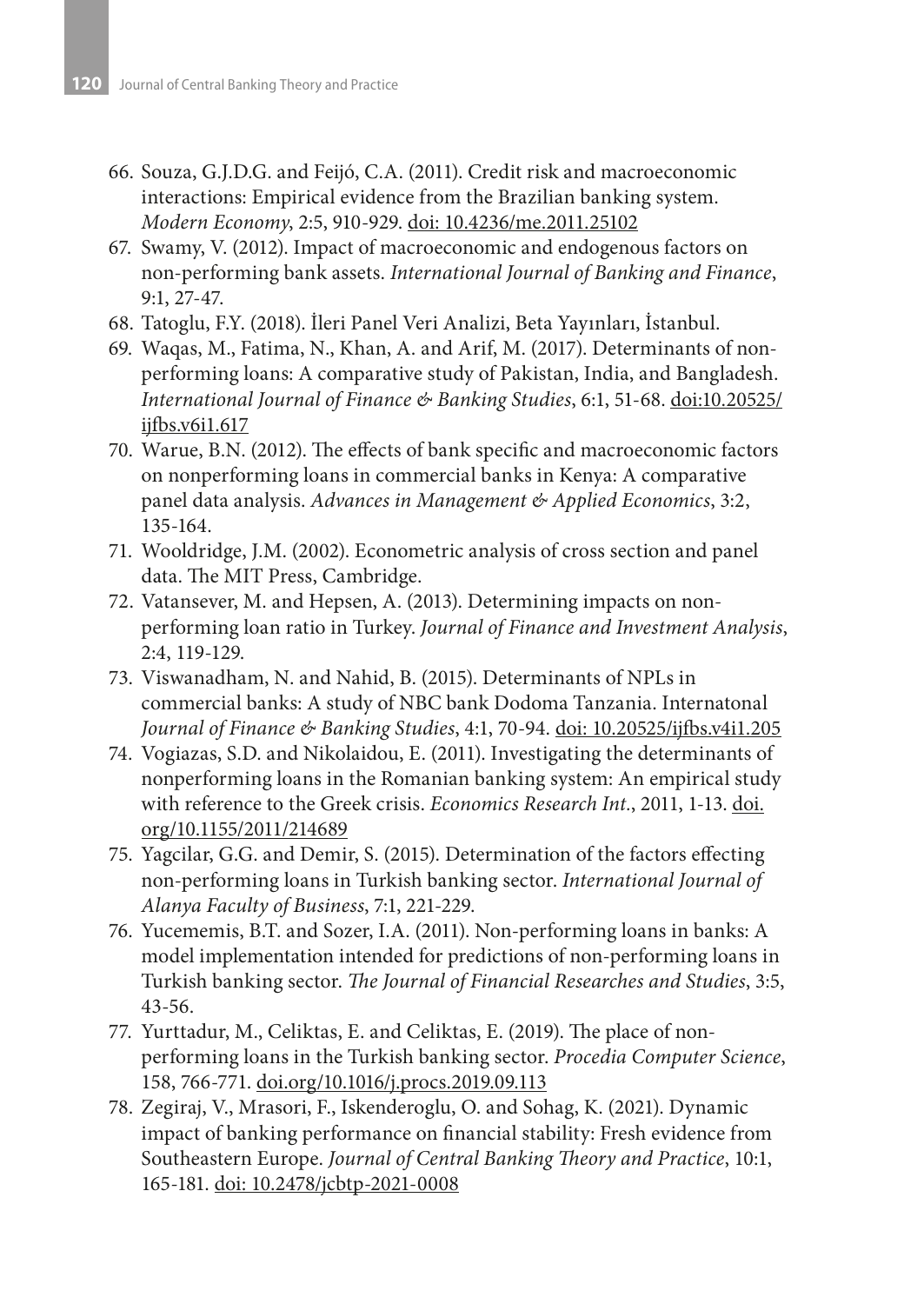66. Souza, G.J.D.G. and Feijó, C.A. (2011). Credit risk and macroeconomic interactions: Empirical evidence from the Brazilian banking system. *Modern Economy*, 2:5, 910-929. doi: 10.4236/me.2011.25102
67. Swamy, V. (2012). Impact of macroeconomic and endogenous factors on non-performing bank assets. *International Journal of Banking and Finance*, 9:1, 27-47.
68. Tatoglu, F.Y. (2018). İleri Panel Veri Analizi, Beta Yayınları, İstanbul.
69. Waqas, M., Fatima, N., Khan, A. and Arif, M. (2017). Determinants of non-performing loans: A comparative study of Pakistan, India, and Bangladesh. *International Journal of Finance & Banking Studies*, 6:1, 51-68. doi:10.20525/ijfbs.v6i1.617
70. Warue, B.N. (2012). The effects of bank specific and macroeconomic factors on nonperforming loans in commercial banks in Kenya: A comparative panel data analysis. *Advances in Management & Applied Economics*, 3:2, 135-164.
71. Wooldridge, J.M. (2002). Econometric analysis of cross section and panel data. The MIT Press, Cambridge.
72. Vatansever, M. and Hepsen, A. (2013). Determining impacts on non-performing loan ratio in Turkey. *Journal of Finance and Investment Analysis*, 2:4, 119-129.
73. Viswanadham, N. and Nahid, B. (2015). Determinants of NPLs in commercial banks: A study of NBC bank Dodoma Tanzania. Internatonal *Journal of Finance & Banking Studies*, 4:1, 70-94. doi: 10.20525/ijfbs.v4i1.205
74. Vogiazas, S.D. and Nikolaidou, E. (2011). Investigating the determinants of nonperforming loans in the Romanian banking system: An empirical study with reference to the Greek crisis. *Economics Research Int.*, 2011, 1-13. doi.org/10.1155/2011/214689
75. Yagcilar, G.G. and Demir, S. (2015). Determination of the factors effecting non-performing loans in Turkish banking sector. *International Journal of Alanya Faculty of Business*, 7:1, 221-229.
76. Yucememis, B.T. and Sozer, I.A. (2011). Non-performing loans in banks: A model implementation intended for predictions of non-performing loans in Turkish banking sector. *The Journal of Financial Researches and Studies*, 3:5, 43-56.
77. Yurttadur, M., Celiktas, E. and Celiktas, E. (2019). The place of non-performing loans in the Turkish banking sector. *Procedia Computer Science*, 158, 766-771. doi.org/10.1016/j.procs.2019.09.113
78. Zegiraj, V., Mrasori, F., Iskenderoglu, O. and Sohag, K. (2021). Dynamic impact of banking performance on financial stability: Fresh evidence from Southeastern Europe. *Journal of Central Banking Theory and Practice*, 10:1, 165-181. doi: 10.2478/jcbtp-2021-0008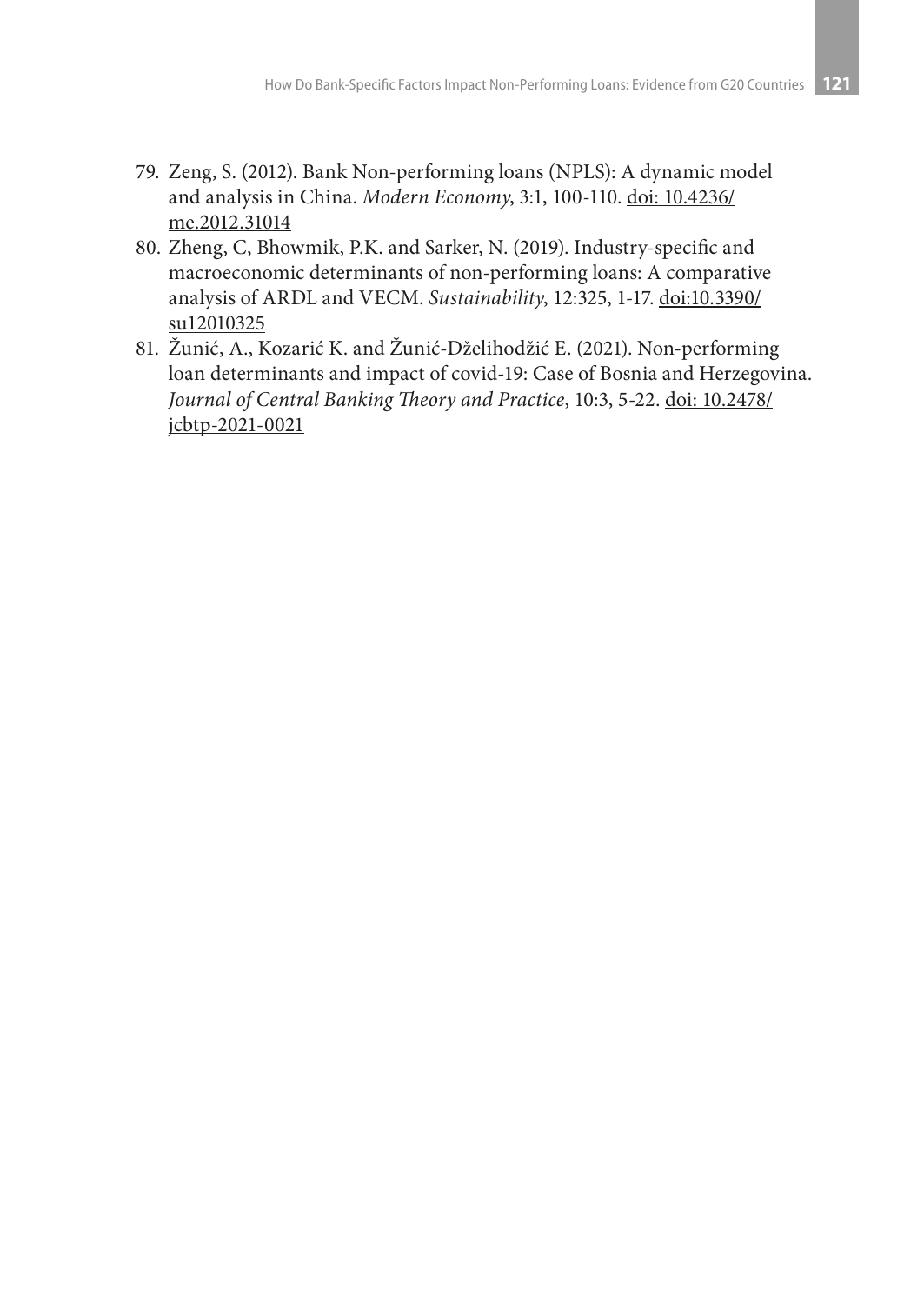79. Zeng, S. (2012). Bank Non-performing loans (NPLS): A dynamic model and analysis in China. *Modern Economy*, 3:1, 100-110. doi: 10.4236/me.2012.31014
80. Zheng, C, Bhowmik, P.K. and Sarker, N. (2019). Industry-specific and macroeconomic determinants of non-performing loans: A comparative analysis of ARDL and VECM. *Sustainability*, 12:325, 1-17. doi:10.3390/su12010325
81. Žunić, A., Kozarić K. and Žunić-Dželihodžić E. (2021). Non-performing loan determinants and impact of covid-19: Case of Bosnia and Herzegovina. *Journal of Central Banking Theory and Practice*, 10:3, 5-22. doi: 10.2478/jcbtp-2021-0021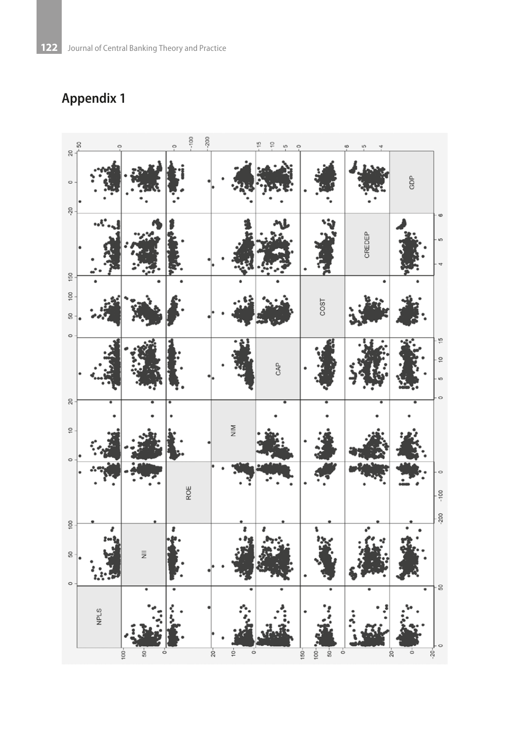## Appendix 1

NPLS

NII

ROE

NIM

CAP

COST

CREDEP

GDP

0 50 100

-200 -100 0

0 10 20

0 5 10 15

0 50 100 150

4 5 6

-20 0 20

100 50 0

0 -100 -200

20 10 0

15 10 5 0

150 100 50 0

6 5 4

20 0 -20

50 0